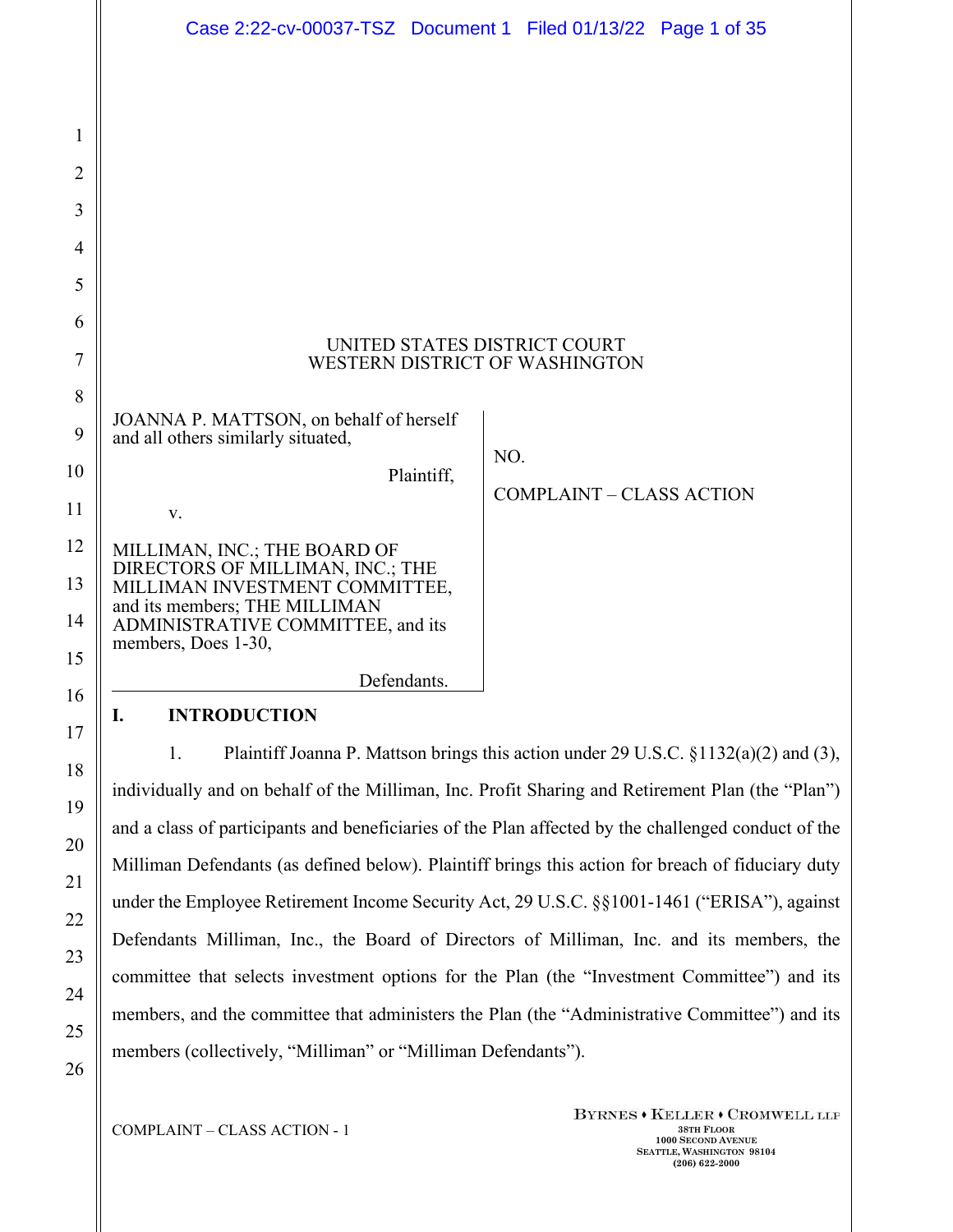UNITED STATES DISTRICT COURT
WESTERN DISTRICT OF WASHINGTON

| | |
|---|---|
| JOANNA P. MATTSON, on behalf of herself and all others similarly situated,<br><br>Plaintiff,<br><br>v.<br><br>MILLIMAN, INC.; THE BOARD OF DIRECTORS OF MILLIMAN, INC.; THE MILLIMAN INVESTMENT COMMITTEE, and its members; THE MILLIMAN ADMINISTRATIVE COMMITTEE, and its members, Does 1-30,<br><br>Defendants. | NO.<br><br>COMPLAINT – CLASS ACTION |

## I. INTRODUCTION

1. Plaintiff Joanna P. Mattson brings this action under 29 U.S.C. §1132(a)(2) and (3), individually and on behalf of the Milliman, Inc. Profit Sharing and Retirement Plan (the "Plan") and a class of participants and beneficiaries of the Plan affected by the challenged conduct of the Milliman Defendants (as defined below). Plaintiff brings this action for breach of fiduciary duty under the Employee Retirement Income Security Act, 29 U.S.C. §§1001-1461 ("ERISA"), against Defendants Milliman, Inc., the Board of Directors of Milliman, Inc. and its members, the committee that selects investment options for the Plan (the "Investment Committee") and its members, and the committee that administers the Plan (the "Administrative Committee") and its members (collectively, "Milliman" or "Milliman Defendants").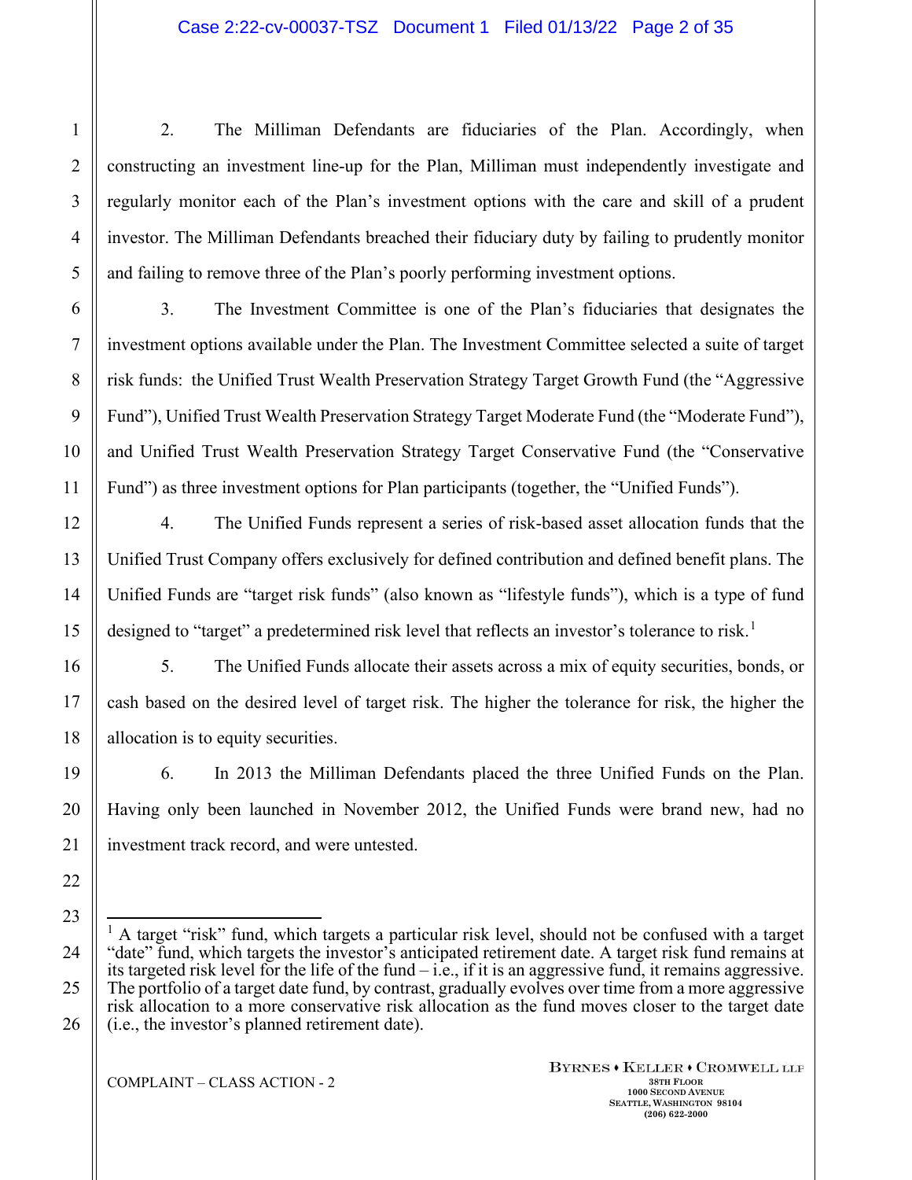2. The Milliman Defendants are fiduciaries of the Plan. Accordingly, when constructing an investment line-up for the Plan, Milliman must independently investigate and regularly monitor each of the Plan's investment options with the care and skill of a prudent investor. The Milliman Defendants breached their fiduciary duty by failing to prudently monitor and failing to remove three of the Plan's poorly performing investment options.

3. The Investment Committee is one of the Plan's fiduciaries that designates the investment options available under the Plan. The Investment Committee selected a suite of target risk funds: the Unified Trust Wealth Preservation Strategy Target Growth Fund (the "Aggressive Fund"), Unified Trust Wealth Preservation Strategy Target Moderate Fund (the "Moderate Fund"), and Unified Trust Wealth Preservation Strategy Target Conservative Fund (the "Conservative Fund") as three investment options for Plan participants (together, the "Unified Funds").

4. The Unified Funds represent a series of risk-based asset allocation funds that the Unified Trust Company offers exclusively for defined contribution and defined benefit plans. The Unified Funds are "target risk funds" (also known as "lifestyle funds"), which is a type of fund designed to "target" a predetermined risk level that reflects an investor's tolerance to risk.[1]

5. The Unified Funds allocate their assets across a mix of equity securities, bonds, or cash based on the desired level of target risk. The higher the tolerance for risk, the higher the allocation is to equity securities.

6. In 2013 the Milliman Defendants placed the three Unified Funds on the Plan. Having only been launched in November 2012, the Unified Funds were brand new, had no investment track record, and were untested.

[1] A target "risk" fund, which targets a particular risk level, should not be confused with a target "date" fund, which targets the investor's anticipated retirement date. A target risk fund remains at its targeted risk level for the life of the fund – i.e., if it is an aggressive fund, it remains aggressive. The portfolio of a target date fund, by contrast, gradually evolves over time from a more aggressive risk allocation to a more conservative risk allocation as the fund moves closer to the target date (i.e., the investor's planned retirement date).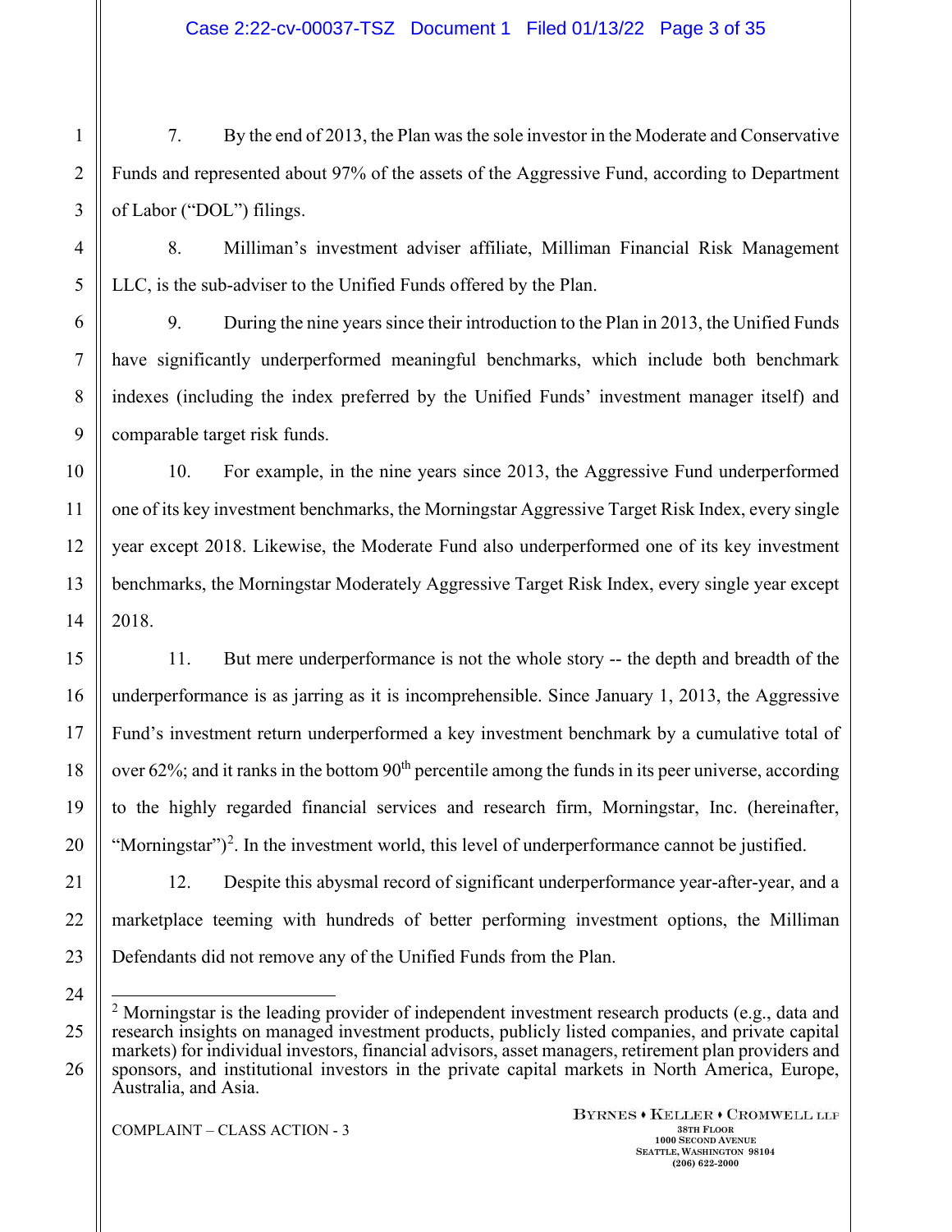7. By the end of 2013, the Plan was the sole investor in the Moderate and Conservative Funds and represented about 97% of the assets of the Aggressive Fund, according to Department of Labor ("DOL") filings.

8. Milliman's investment adviser affiliate, Milliman Financial Risk Management LLC, is the sub-adviser to the Unified Funds offered by the Plan.

9. During the nine years since their introduction to the Plan in 2013, the Unified Funds have significantly underperformed meaningful benchmarks, which include both benchmark indexes (including the index preferred by the Unified Funds' investment manager itself) and comparable target risk funds.

10. For example, in the nine years since 2013, the Aggressive Fund underperformed one of its key investment benchmarks, the Morningstar Aggressive Target Risk Index, every single year except 2018. Likewise, the Moderate Fund also underperformed one of its key investment benchmarks, the Morningstar Moderately Aggressive Target Risk Index, every single year except 2018.

11. But mere underperformance is not the whole story -- the depth and breadth of the underperformance is as jarring as it is incomprehensible. Since January 1, 2013, the Aggressive Fund's investment return underperformed a key investment benchmark by a cumulative total of over 62%; and it ranks in the bottom 90th percentile among the funds in its peer universe, according to the highly regarded financial services and research firm, Morningstar, Inc. (hereinafter, "Morningstar")[2]. In the investment world, this level of underperformance cannot be justified.

12. Despite this abysmal record of significant underperformance year-after-year, and a marketplace teeming with hundreds of better performing investment options, the Milliman Defendants did not remove any of the Unified Funds from the Plan.

---

[2] Morningstar is the leading provider of independent investment research products (e.g., data and research insights on managed investment products, publicly listed companies, and private capital markets) for individual investors, financial advisors, asset managers, retirement plan providers and sponsors, and institutional investors in the private capital markets in North America, Europe, Australia, and Asia.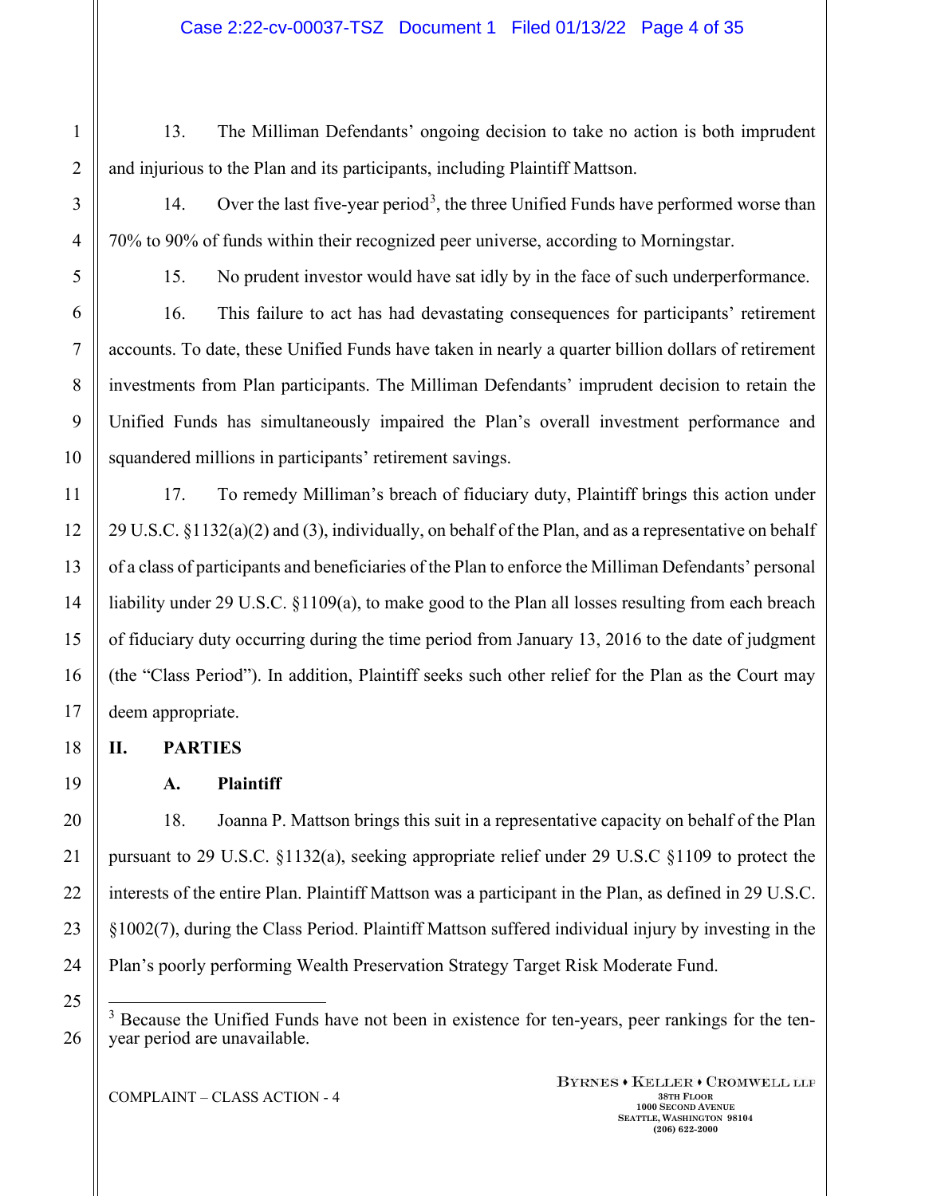13. The Milliman Defendants' ongoing decision to take no action is both imprudent and injurious to the Plan and its participants, including Plaintiff Mattson.

14. Over the last five-year period[3], the three Unified Funds have performed worse than 70% to 90% of funds within their recognized peer universe, according to Morningstar.

15. No prudent investor would have sat idly by in the face of such underperformance.

16. This failure to act has had devastating consequences for participants' retirement accounts. To date, these Unified Funds have taken in nearly a quarter billion dollars of retirement investments from Plan participants. The Milliman Defendants' imprudent decision to retain the Unified Funds has simultaneously impaired the Plan's overall investment performance and squandered millions in participants' retirement savings.

17. To remedy Milliman's breach of fiduciary duty, Plaintiff brings this action under 29 U.S.C. §1132(a)(2) and (3), individually, on behalf of the Plan, and as a representative on behalf of a class of participants and beneficiaries of the Plan to enforce the Milliman Defendants' personal liability under 29 U.S.C. §1109(a), to make good to the Plan all losses resulting from each breach of fiduciary duty occurring during the time period from January 13, 2016 to the date of judgment (the "Class Period"). In addition, Plaintiff seeks such other relief for the Plan as the Court may deem appropriate.

## II. PARTIES

### A. Plaintiff

18. Joanna P. Mattson brings this suit in a representative capacity on behalf of the Plan pursuant to 29 U.S.C. §1132(a), seeking appropriate relief under 29 U.S.C §1109 to protect the interests of the entire Plan. Plaintiff Mattson was a participant in the Plan, as defined in 29 U.S.C. §1002(7), during the Class Period. Plaintiff Mattson suffered individual injury by investing in the Plan's poorly performing Wealth Preservation Strategy Target Risk Moderate Fund.

---

[3] Because the Unified Funds have not been in existence for ten-years, peer rankings for the ten-year period are unavailable.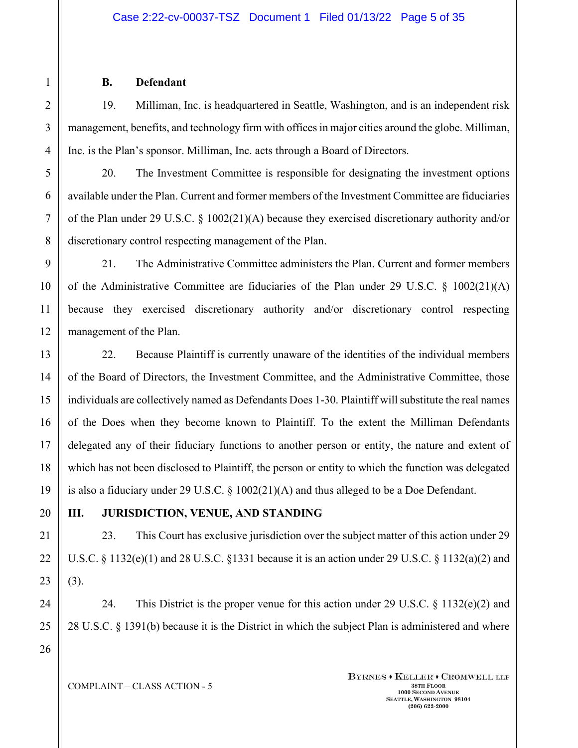### B. Defendant

19. Milliman, Inc. is headquartered in Seattle, Washington, and is an independent risk management, benefits, and technology firm with offices in major cities around the globe. Milliman, Inc. is the Plan's sponsor. Milliman, Inc. acts through a Board of Directors.

20. The Investment Committee is responsible for designating the investment options available under the Plan. Current and former members of the Investment Committee are fiduciaries of the Plan under 29 U.S.C. § 1002(21)(A) because they exercised discretionary authority and/or discretionary control respecting management of the Plan.

21. The Administrative Committee administers the Plan. Current and former members of the Administrative Committee are fiduciaries of the Plan under 29 U.S.C. § 1002(21)(A) because they exercised discretionary authority and/or discretionary control respecting management of the Plan.

22. Because Plaintiff is currently unaware of the identities of the individual members of the Board of Directors, the Investment Committee, and the Administrative Committee, those individuals are collectively named as Defendants Does 1-30. Plaintiff will substitute the real names of the Does when they become known to Plaintiff. To the extent the Milliman Defendants delegated any of their fiduciary functions to another person or entity, the nature and extent of which has not been disclosed to Plaintiff, the person or entity to which the function was delegated is also a fiduciary under 29 U.S.C. § 1002(21)(A) and thus alleged to be a Doe Defendant.

## III. JURISDICTION, VENUE, AND STANDING

23. This Court has exclusive jurisdiction over the subject matter of this action under 29 U.S.C. § 1132(e)(1) and 28 U.S.C. §1331 because it is an action under 29 U.S.C. § 1132(a)(2) and (3).

24. This District is the proper venue for this action under 29 U.S.C. § 1132(e)(2) and 28 U.S.C. § 1391(b) because it is the District in which the subject Plan is administered and where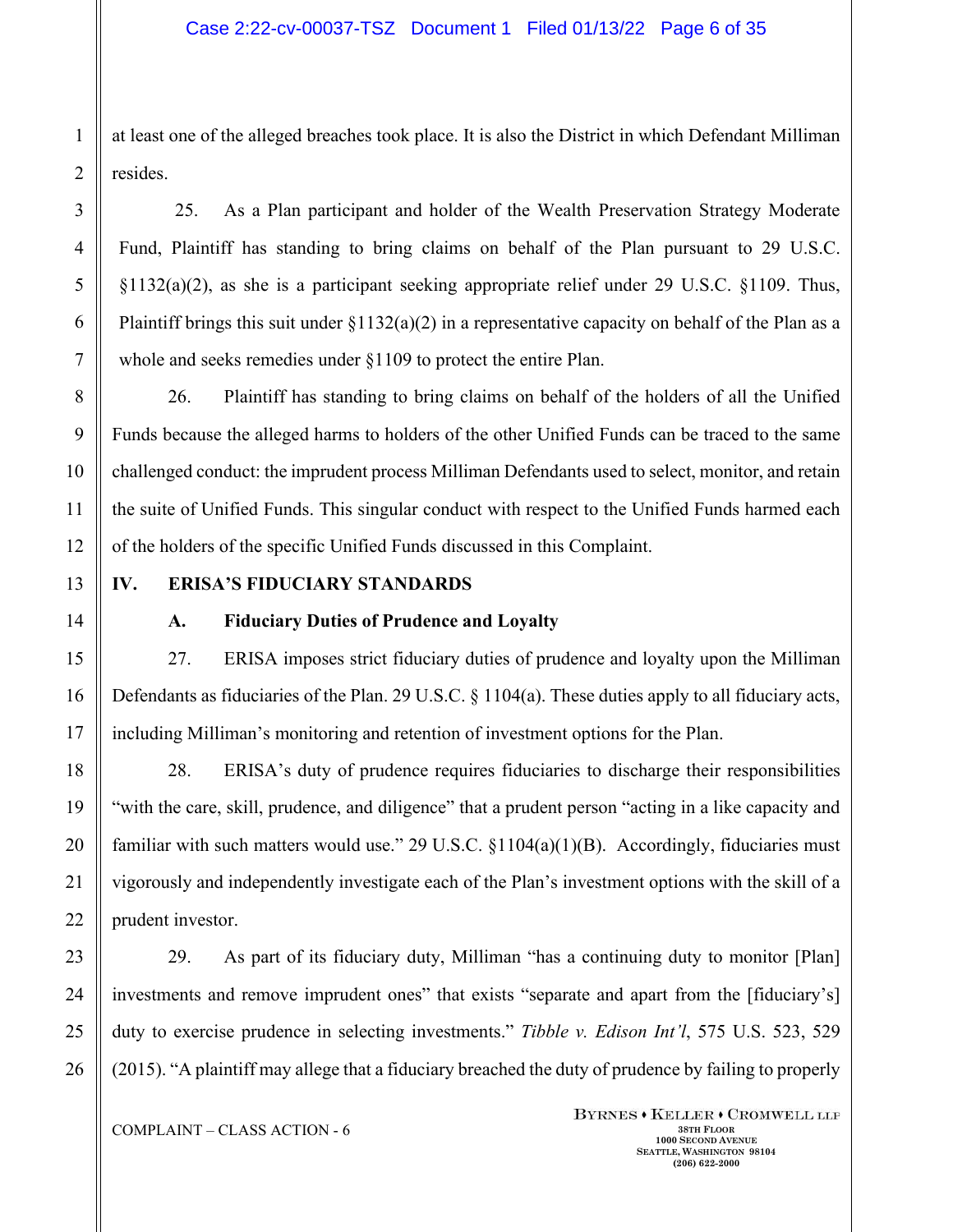at least one of the alleged breaches took place. It is also the District in which Defendant Milliman resides.

25. As a Plan participant and holder of the Wealth Preservation Strategy Moderate Fund, Plaintiff has standing to bring claims on behalf of the Plan pursuant to 29 U.S.C. §1132(a)(2), as she is a participant seeking appropriate relief under 29 U.S.C. §1109. Thus, Plaintiff brings this suit under §1132(a)(2) in a representative capacity on behalf of the Plan as a whole and seeks remedies under §1109 to protect the entire Plan.

26. Plaintiff has standing to bring claims on behalf of the holders of all the Unified Funds because the alleged harms to holders of the other Unified Funds can be traced to the same challenged conduct: the imprudent process Milliman Defendants used to select, monitor, and retain the suite of Unified Funds. This singular conduct with respect to the Unified Funds harmed each of the holders of the specific Unified Funds discussed in this Complaint.

## IV. ERISA'S FIDUCIARY STANDARDS

### A. Fiduciary Duties of Prudence and Loyalty

27. ERISA imposes strict fiduciary duties of prudence and loyalty upon the Milliman Defendants as fiduciaries of the Plan. 29 U.S.C. § 1104(a). These duties apply to all fiduciary acts, including Milliman's monitoring and retention of investment options for the Plan.

28. ERISA's duty of prudence requires fiduciaries to discharge their responsibilities "with the care, skill, prudence, and diligence" that a prudent person "acting in a like capacity and familiar with such matters would use." 29 U.S.C. §1104(a)(1)(B). Accordingly, fiduciaries must vigorously and independently investigate each of the Plan's investment options with the skill of a prudent investor.

29. As part of its fiduciary duty, Milliman "has a continuing duty to monitor [Plan] investments and remove imprudent ones" that exists "separate and apart from the [fiduciary's] duty to exercise prudence in selecting investments." *Tibble v. Edison Int'l*, 575 U.S. 523, 529 (2015). "A plaintiff may allege that a fiduciary breached the duty of prudence by failing to properly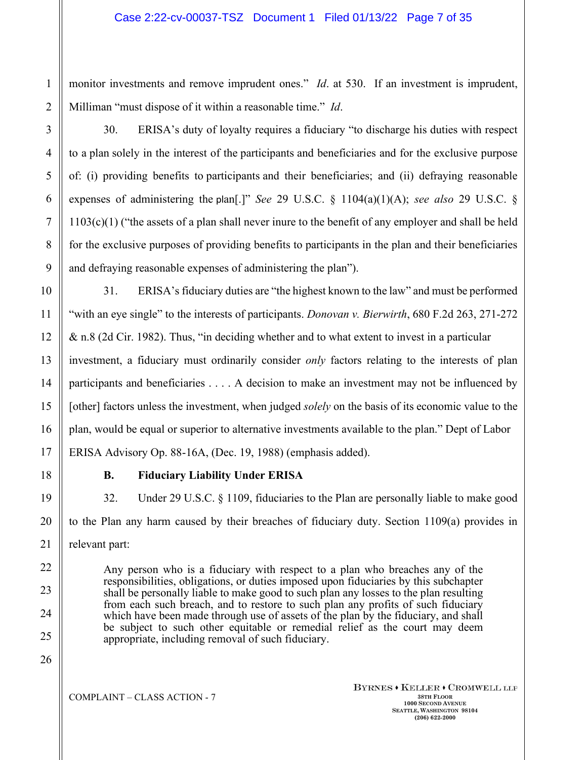monitor investments and remove imprudent ones." *Id*. at 530. If an investment is imprudent, Milliman "must dispose of it within a reasonable time." *Id*.

30. ERISA's duty of loyalty requires a fiduciary "to discharge his duties with respect to a plan solely in the interest of the participants and beneficiaries and for the exclusive purpose of: (i) providing benefits to participants and their beneficiaries; and (ii) defraying reasonable expenses of administering the plan[.]" *See* 29 U.S.C. § 1104(a)(1)(A); *see also* 29 U.S.C. § 1103(c)(1) ("the assets of a plan shall never inure to the benefit of any employer and shall be held for the exclusive purposes of providing benefits to participants in the plan and their beneficiaries and defraying reasonable expenses of administering the plan").

31. ERISA's fiduciary duties are "the highest known to the law" and must be performed "with an eye single" to the interests of participants. *Donovan v. Bierwirth*, 680 F.2d 263, 271-272 & n.8 (2d Cir. 1982). Thus, "in deciding whether and to what extent to invest in a particular investment, a fiduciary must ordinarily consider *only* factors relating to the interests of plan participants and beneficiaries . . . . A decision to make an investment may not be influenced by [other] factors unless the investment, when judged *solely* on the basis of its economic value to the plan, would be equal or superior to alternative investments available to the plan." Dept of Labor ERISA Advisory Op. 88-16A, (Dec. 19, 1988) (emphasis added).

### B. Fiduciary Liability Under ERISA

32. Under 29 U.S.C. § 1109, fiduciaries to the Plan are personally liable to make good to the Plan any harm caused by their breaches of fiduciary duty. Section 1109(a) provides in relevant part:

> Any person who is a fiduciary with respect to a plan who breaches any of the responsibilities, obligations, or duties imposed upon fiduciaries by this subchapter shall be personally liable to make good to such plan any losses to the plan resulting from each such breach, and to restore to such plan any profits of such fiduciary which have been made through use of assets of the plan by the fiduciary, and shall be subject to such other equitable or remedial relief as the court may deem appropriate, including removal of such fiduciary.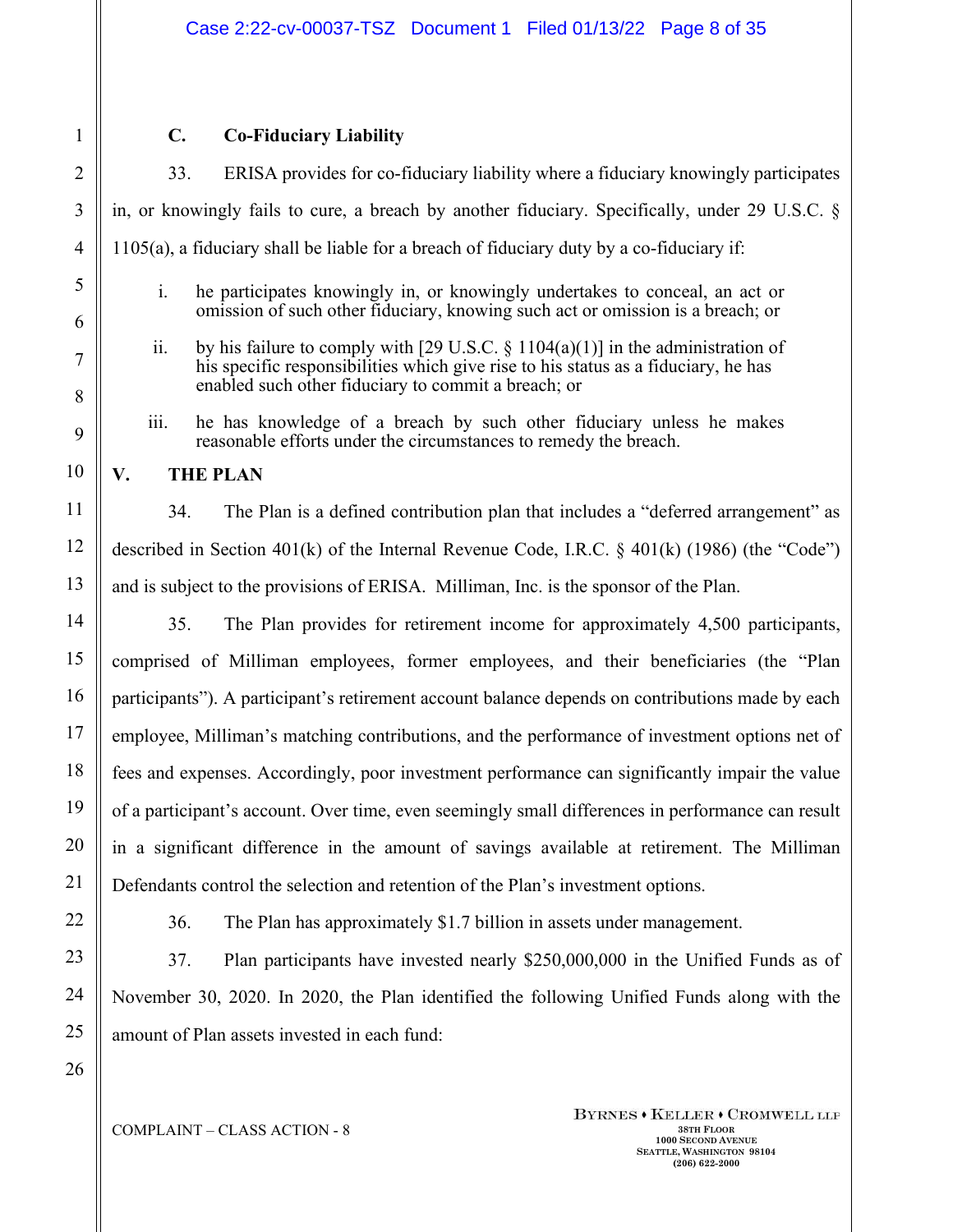### C. Co-Fiduciary Liability

33. ERISA provides for co-fiduciary liability where a fiduciary knowingly participates in, or knowingly fails to cure, a breach by another fiduciary. Specifically, under 29 U.S.C. § 1105(a), a fiduciary shall be liable for a breach of fiduciary duty by a co-fiduciary if:

> i. he participates knowingly in, or knowingly undertakes to conceal, an act or omission of such other fiduciary, knowing such act or omission is a breach; or
>
> ii. by his failure to comply with [29 U.S.C. § 1104(a)(1)] in the administration of his specific responsibilities which give rise to his status as a fiduciary, he has enabled such other fiduciary to commit a breach; or
>
> iii. he has knowledge of a breach by such other fiduciary unless he makes reasonable efforts under the circumstances to remedy the breach.

## V. THE PLAN

34. The Plan is a defined contribution plan that includes a "deferred arrangement" as described in Section 401(k) of the Internal Revenue Code, I.R.C. § 401(k) (1986) (the "Code") and is subject to the provisions of ERISA. Milliman, Inc. is the sponsor of the Plan.

35. The Plan provides for retirement income for approximately 4,500 participants, comprised of Milliman employees, former employees, and their beneficiaries (the "Plan participants"). A participant's retirement account balance depends on contributions made by each employee, Milliman's matching contributions, and the performance of investment options net of fees and expenses. Accordingly, poor investment performance can significantly impair the value of a participant's account. Over time, even seemingly small differences in performance can result in a significant difference in the amount of savings available at retirement. The Milliman Defendants control the selection and retention of the Plan's investment options.

36. The Plan has approximately $1.7 billion in assets under management.

37. Plan participants have invested nearly $250,000,000 in the Unified Funds as of November 30, 2020. In 2020, the Plan identified the following Unified Funds along with the amount of Plan assets invested in each fund: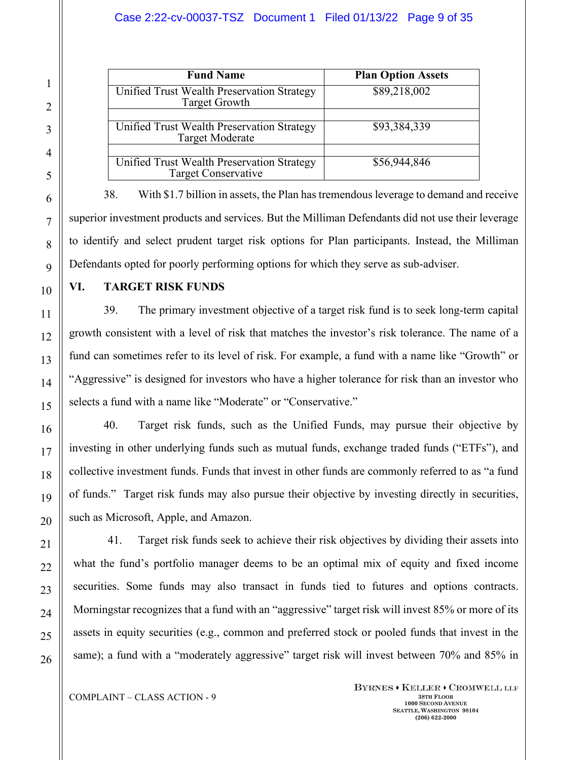| Fund Name | Plan Option Assets |
|---|---|
| Unified Trust Wealth Preservation Strategy Target Growth | $89,218,002 |
| | |
| Unified Trust Wealth Preservation Strategy Target Moderate | $93,384,339 |
| | |
| Unified Trust Wealth Preservation Strategy Target Conservative | $56,944,846 |

38. With $1.7 billion in assets, the Plan has tremendous leverage to demand and receive superior investment products and services. But the Milliman Defendants did not use their leverage to identify and select prudent target risk options for Plan participants. Instead, the Milliman Defendants opted for poorly performing options for which they serve as sub-adviser.

## VI. TARGET RISK FUNDS

39. The primary investment objective of a target risk fund is to seek long-term capital growth consistent with a level of risk that matches the investor's risk tolerance. The name of a fund can sometimes refer to its level of risk. For example, a fund with a name like "Growth" or "Aggressive" is designed for investors who have a higher tolerance for risk than an investor who selects a fund with a name like "Moderate" or "Conservative."

40. Target risk funds, such as the Unified Funds, may pursue their objective by investing in other underlying funds such as mutual funds, exchange traded funds ("ETFs"), and collective investment funds. Funds that invest in other funds are commonly referred to as "a fund of funds." Target risk funds may also pursue their objective by investing directly in securities, such as Microsoft, Apple, and Amazon.

41. Target risk funds seek to achieve their risk objectives by dividing their assets into what the fund's portfolio manager deems to be an optimal mix of equity and fixed income securities. Some funds may also transact in funds tied to futures and options contracts. Morningstar recognizes that a fund with an "aggressive" target risk will invest 85% or more of its assets in equity securities (e.g., common and preferred stock or pooled funds that invest in the same); a fund with a "moderately aggressive" target risk will invest between 70% and 85% in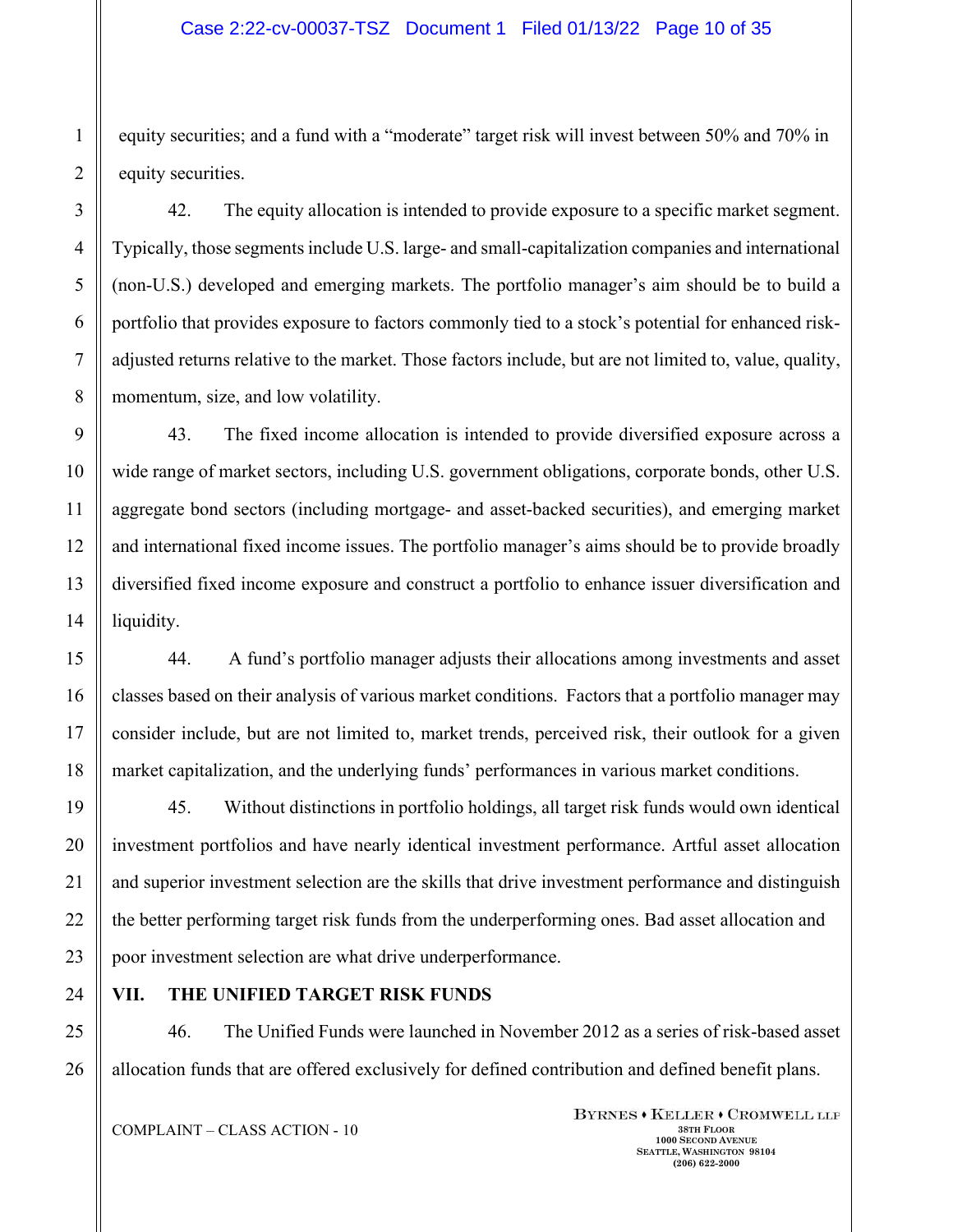equity securities; and a fund with a "moderate" target risk will invest between 50% and 70% in equity securities.

42. The equity allocation is intended to provide exposure to a specific market segment. Typically, those segments include U.S. large- and small-capitalization companies and international (non-U.S.) developed and emerging markets. The portfolio manager's aim should be to build a portfolio that provides exposure to factors commonly tied to a stock's potential for enhanced risk-adjusted returns relative to the market. Those factors include, but are not limited to, value, quality, momentum, size, and low volatility.

43. The fixed income allocation is intended to provide diversified exposure across a wide range of market sectors, including U.S. government obligations, corporate bonds, other U.S. aggregate bond sectors (including mortgage- and asset-backed securities), and emerging market and international fixed income issues. The portfolio manager's aims should be to provide broadly diversified fixed income exposure and construct a portfolio to enhance issuer diversification and liquidity.

44. A fund's portfolio manager adjusts their allocations among investments and asset classes based on their analysis of various market conditions. Factors that a portfolio manager may consider include, but are not limited to, market trends, perceived risk, their outlook for a given market capitalization, and the underlying funds' performances in various market conditions.

45. Without distinctions in portfolio holdings, all target risk funds would own identical investment portfolios and have nearly identical investment performance. Artful asset allocation and superior investment selection are the skills that drive investment performance and distinguish the better performing target risk funds from the underperforming ones. Bad asset allocation and poor investment selection are what drive underperformance.

## VII. THE UNIFIED TARGET RISK FUNDS

46. The Unified Funds were launched in November 2012 as a series of risk-based asset allocation funds that are offered exclusively for defined contribution and defined benefit plans.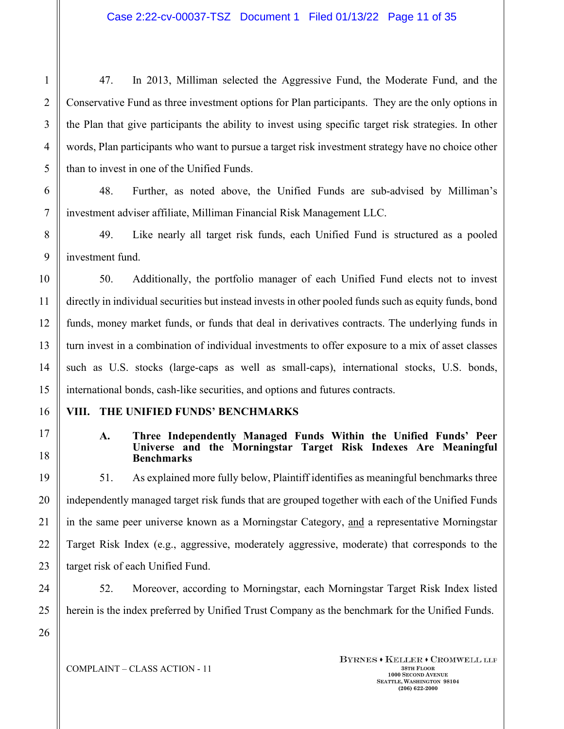47. In 2013, Milliman selected the Aggressive Fund, the Moderate Fund, and the Conservative Fund as three investment options for Plan participants. They are the only options in the Plan that give participants the ability to invest using specific target risk strategies. In other words, Plan participants who want to pursue a target risk investment strategy have no choice other than to invest in one of the Unified Funds.

48. Further, as noted above, the Unified Funds are sub-advised by Milliman's investment adviser affiliate, Milliman Financial Risk Management LLC.

49. Like nearly all target risk funds, each Unified Fund is structured as a pooled investment fund.

50. Additionally, the portfolio manager of each Unified Fund elects not to invest directly in individual securities but instead invests in other pooled funds such as equity funds, bond funds, money market funds, or funds that deal in derivatives contracts. The underlying funds in turn invest in a combination of individual investments to offer exposure to a mix of asset classes such as U.S. stocks (large-caps as well as small-caps), international stocks, U.S. bonds, international bonds, cash-like securities, and options and futures contracts.

## VIII. THE UNIFIED FUNDS' BENCHMARKS

### A. Three Independently Managed Funds Within the Unified Funds' Peer Universe and the Morningstar Target Risk Indexes Are Meaningful Benchmarks

51. As explained more fully below, Plaintiff identifies as meaningful benchmarks three independently managed target risk funds that are grouped together with each of the Unified Funds in the same peer universe known as a Morningstar Category, and a representative Morningstar Target Risk Index (e.g., aggressive, moderately aggressive, moderate) that corresponds to the target risk of each Unified Fund.

52. Moreover, according to Morningstar, each Morningstar Target Risk Index listed herein is the index preferred by Unified Trust Company as the benchmark for the Unified Funds.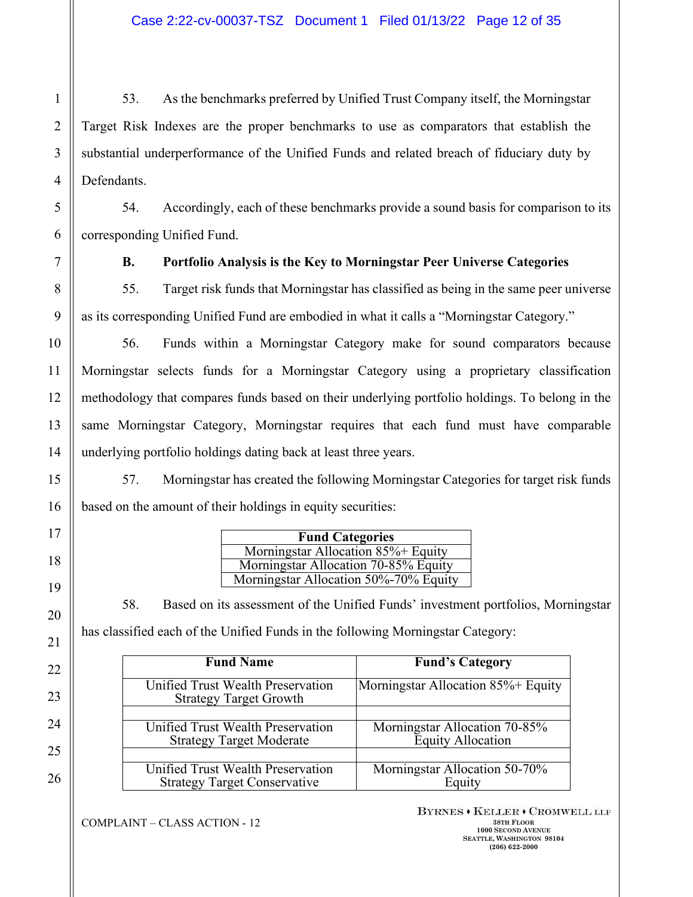53. As the benchmarks preferred by Unified Trust Company itself, the Morningstar Target Risk Indexes are the proper benchmarks to use as comparators that establish the substantial underperformance of the Unified Funds and related breach of fiduciary duty by Defendants.

54. Accordingly, each of these benchmarks provide a sound basis for comparison to its corresponding Unified Fund.

**B. Portfolio Analysis is the Key to Morningstar Peer Universe Categories**

55. Target risk funds that Morningstar has classified as being in the same peer universe as its corresponding Unified Fund are embodied in what it calls a "Morningstar Category."

56. Funds within a Morningstar Category make for sound comparators because Morningstar selects funds for a Morningstar Category using a proprietary classification methodology that compares funds based on their underlying portfolio holdings. To belong in the same Morningstar Category, Morningstar requires that each fund must have comparable underlying portfolio holdings dating back at least three years.

57. Morningstar has created the following Morningstar Categories for target risk funds based on the amount of their holdings in equity securities:

| Fund Categories |
| --- |
| Morningstar Allocation 85%+ Equity |
| Morningstar Allocation 70-85% Equity |
| Morningstar Allocation 50%-70% Equity |

58. Based on its assessment of the Unified Funds' investment portfolios, Morningstar has classified each of the Unified Funds in the following Morningstar Category:

| Fund Name | Fund's Category |
| --- | --- |
| Unified Trust Wealth Preservation Strategy Target Growth | Morningstar Allocation 85%+ Equity |
| | |
| Unified Trust Wealth Preservation Strategy Target Moderate | Morningstar Allocation 70-85% Equity Allocation |
| | |
| Unified Trust Wealth Preservation Strategy Target Conservative | Morningstar Allocation 50-70% Equity |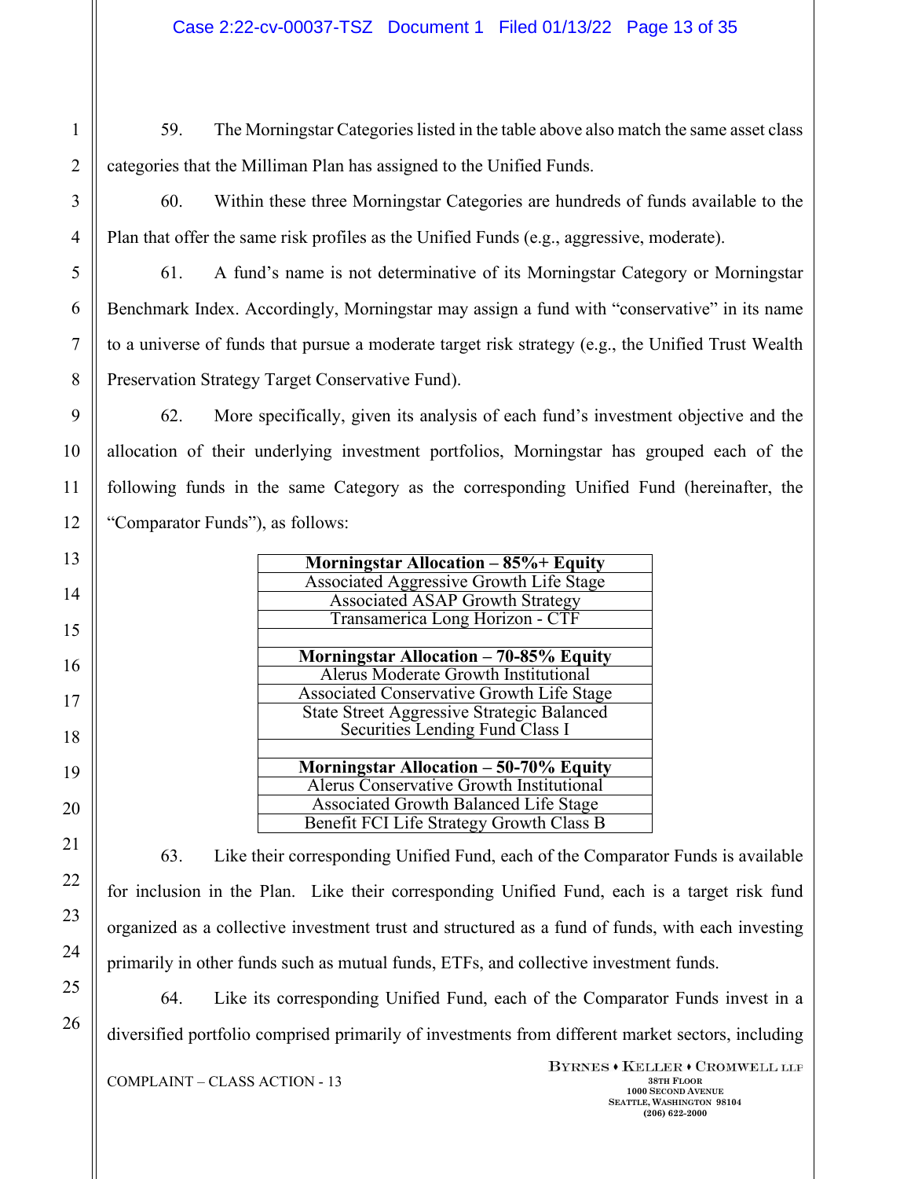59. The Morningstar Categories listed in the table above also match the same asset class categories that the Milliman Plan has assigned to the Unified Funds.

60. Within these three Morningstar Categories are hundreds of funds available to the Plan that offer the same risk profiles as the Unified Funds (e.g., aggressive, moderate).

61. A fund's name is not determinative of its Morningstar Category or Morningstar Benchmark Index. Accordingly, Morningstar may assign a fund with "conservative" in its name to a universe of funds that pursue a moderate target risk strategy (e.g., the Unified Trust Wealth Preservation Strategy Target Conservative Fund).

62. More specifically, given its analysis of each fund's investment objective and the allocation of their underlying investment portfolios, Morningstar has grouped each of the following funds in the same Category as the corresponding Unified Fund (hereinafter, the "Comparator Funds"), as follows:

| **Morningstar Allocation – 85%+ Equity** |
|---|
| Associated Aggressive Growth Life Stage |
| Associated ASAP Growth Strategy |
| Transamerica Long Horizon - CTF |
| |
| **Morningstar Allocation – 70-85% Equity** |
| Alerus Moderate Growth Institutional |
| Associated Conservative Growth Life Stage |
| State Street Aggressive Strategic Balanced Securities Lending Fund Class I |
| |
| **Morningstar Allocation – 50-70% Equity** |
| Alerus Conservative Growth Institutional |
| Associated Growth Balanced Life Stage |
| Benefit FCI Life Strategy Growth Class B |

63. Like their corresponding Unified Fund, each of the Comparator Funds is available for inclusion in the Plan. Like their corresponding Unified Fund, each is a target risk fund organized as a collective investment trust and structured as a fund of funds, with each investing primarily in other funds such as mutual funds, ETFs, and collective investment funds.

64. Like its corresponding Unified Fund, each of the Comparator Funds invest in a diversified portfolio comprised primarily of investments from different market sectors, including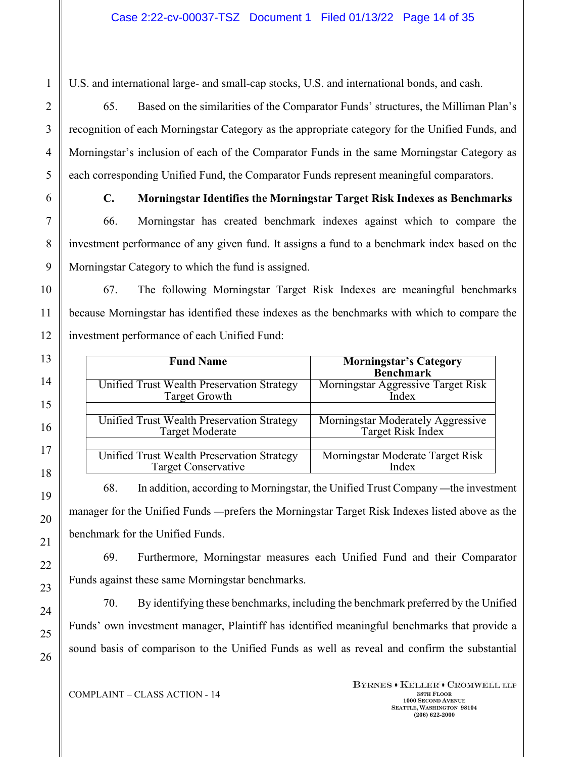U.S. and international large- and small-cap stocks, U.S. and international bonds, and cash.

65. Based on the similarities of the Comparator Funds' structures, the Milliman Plan's recognition of each Morningstar Category as the appropriate category for the Unified Funds, and Morningstar's inclusion of each of the Comparator Funds in the same Morningstar Category as each corresponding Unified Fund, the Comparator Funds represent meaningful comparators.

### C. Morningstar Identifies the Morningstar Target Risk Indexes as Benchmarks

66. Morningstar has created benchmark indexes against which to compare the investment performance of any given fund. It assigns a fund to a benchmark index based on the Morningstar Category to which the fund is assigned.

67. The following Morningstar Target Risk Indexes are meaningful benchmarks because Morningstar has identified these indexes as the benchmarks with which to compare the investment performance of each Unified Fund:

| Fund Name | Morningstar's Category Benchmark |
|---|---|
| Unified Trust Wealth Preservation Strategy Target Growth | Morningstar Aggressive Target Risk Index |
| | |
| Unified Trust Wealth Preservation Strategy Target Moderate | Morningstar Moderately Aggressive Target Risk Index |
| | |
| Unified Trust Wealth Preservation Strategy Target Conservative | Morningstar Moderate Target Risk Index |

68. In addition, according to Morningstar, the Unified Trust Company —the investment manager for the Unified Funds —prefers the Morningstar Target Risk Indexes listed above as the benchmark for the Unified Funds.

69. Furthermore, Morningstar measures each Unified Fund and their Comparator Funds against these same Morningstar benchmarks.

70. By identifying these benchmarks, including the benchmark preferred by the Unified Funds' own investment manager, Plaintiff has identified meaningful benchmarks that provide a sound basis of comparison to the Unified Funds as well as reveal and confirm the substantial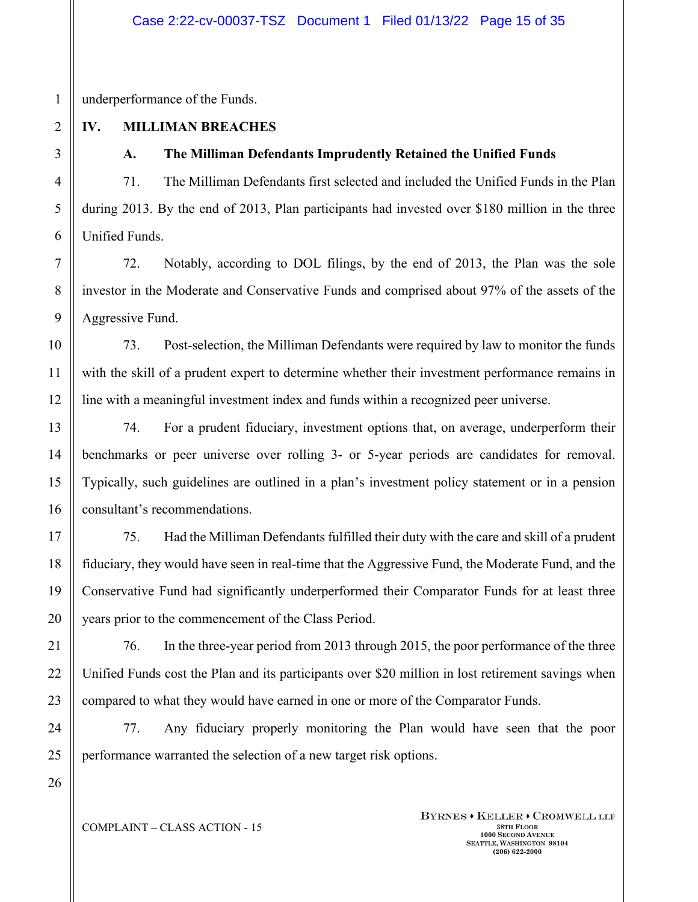underperformance of the Funds.

## IV. MILLIMAN BREACHES

### A. The Milliman Defendants Imprudently Retained the Unified Funds

71. The Milliman Defendants first selected and included the Unified Funds in the Plan during 2013. By the end of 2013, Plan participants had invested over $180 million in the three Unified Funds.

72. Notably, according to DOL filings, by the end of 2013, the Plan was the sole investor in the Moderate and Conservative Funds and comprised about 97% of the assets of the Aggressive Fund.

73. Post-selection, the Milliman Defendants were required by law to monitor the funds with the skill of a prudent expert to determine whether their investment performance remains in line with a meaningful investment index and funds within a recognized peer universe.

74. For a prudent fiduciary, investment options that, on average, underperform their benchmarks or peer universe over rolling 3- or 5-year periods are candidates for removal. Typically, such guidelines are outlined in a plan's investment policy statement or in a pension consultant's recommendations.

75. Had the Milliman Defendants fulfilled their duty with the care and skill of a prudent fiduciary, they would have seen in real-time that the Aggressive Fund, the Moderate Fund, and the Conservative Fund had significantly underperformed their Comparator Funds for at least three years prior to the commencement of the Class Period.

76. In the three-year period from 2013 through 2015, the poor performance of the three Unified Funds cost the Plan and its participants over $20 million in lost retirement savings when compared to what they would have earned in one or more of the Comparator Funds.

77. Any fiduciary properly monitoring the Plan would have seen that the poor performance warranted the selection of a new target risk options.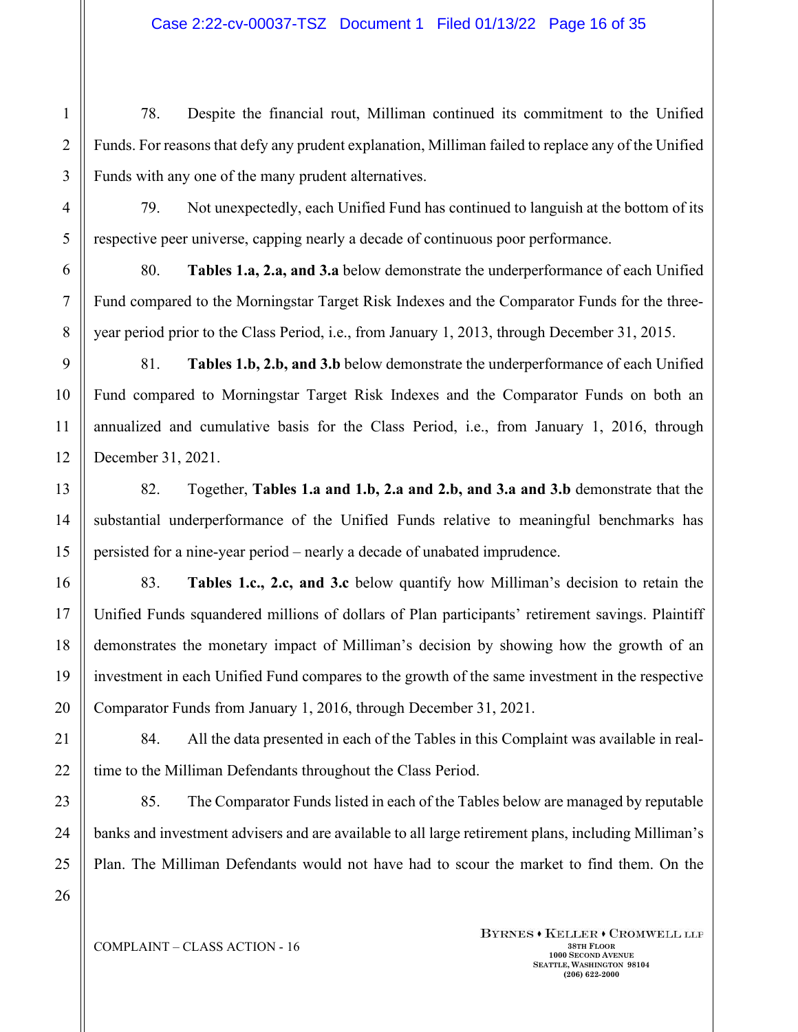78. Despite the financial rout, Milliman continued its commitment to the Unified Funds. For reasons that defy any prudent explanation, Milliman failed to replace any of the Unified Funds with any one of the many prudent alternatives.

79. Not unexpectedly, each Unified Fund has continued to languish at the bottom of its respective peer universe, capping nearly a decade of continuous poor performance.

80. **Tables 1.a, 2.a, and 3.a** below demonstrate the underperformance of each Unified Fund compared to the Morningstar Target Risk Indexes and the Comparator Funds for the three-year period prior to the Class Period, i.e., from January 1, 2013, through December 31, 2015.

81. **Tables 1.b, 2.b, and 3.b** below demonstrate the underperformance of each Unified Fund compared to Morningstar Target Risk Indexes and the Comparator Funds on both an annualized and cumulative basis for the Class Period, i.e., from January 1, 2016, through December 31, 2021.

82. Together, **Tables 1.a and 1.b, 2.a and 2.b, and 3.a and 3.b** demonstrate that the substantial underperformance of the Unified Funds relative to meaningful benchmarks has persisted for a nine-year period – nearly a decade of unabated imprudence.

83. **Tables 1.c., 2.c, and 3.c** below quantify how Milliman's decision to retain the Unified Funds squandered millions of dollars of Plan participants' retirement savings. Plaintiff demonstrates the monetary impact of Milliman's decision by showing how the growth of an investment in each Unified Fund compares to the growth of the same investment in the respective Comparator Funds from January 1, 2016, through December 31, 2021.

84. All the data presented in each of the Tables in this Complaint was available in real-time to the Milliman Defendants throughout the Class Period.

85. The Comparator Funds listed in each of the Tables below are managed by reputable banks and investment advisers and are available to all large retirement plans, including Milliman's Plan. The Milliman Defendants would not have had to scour the market to find them. On the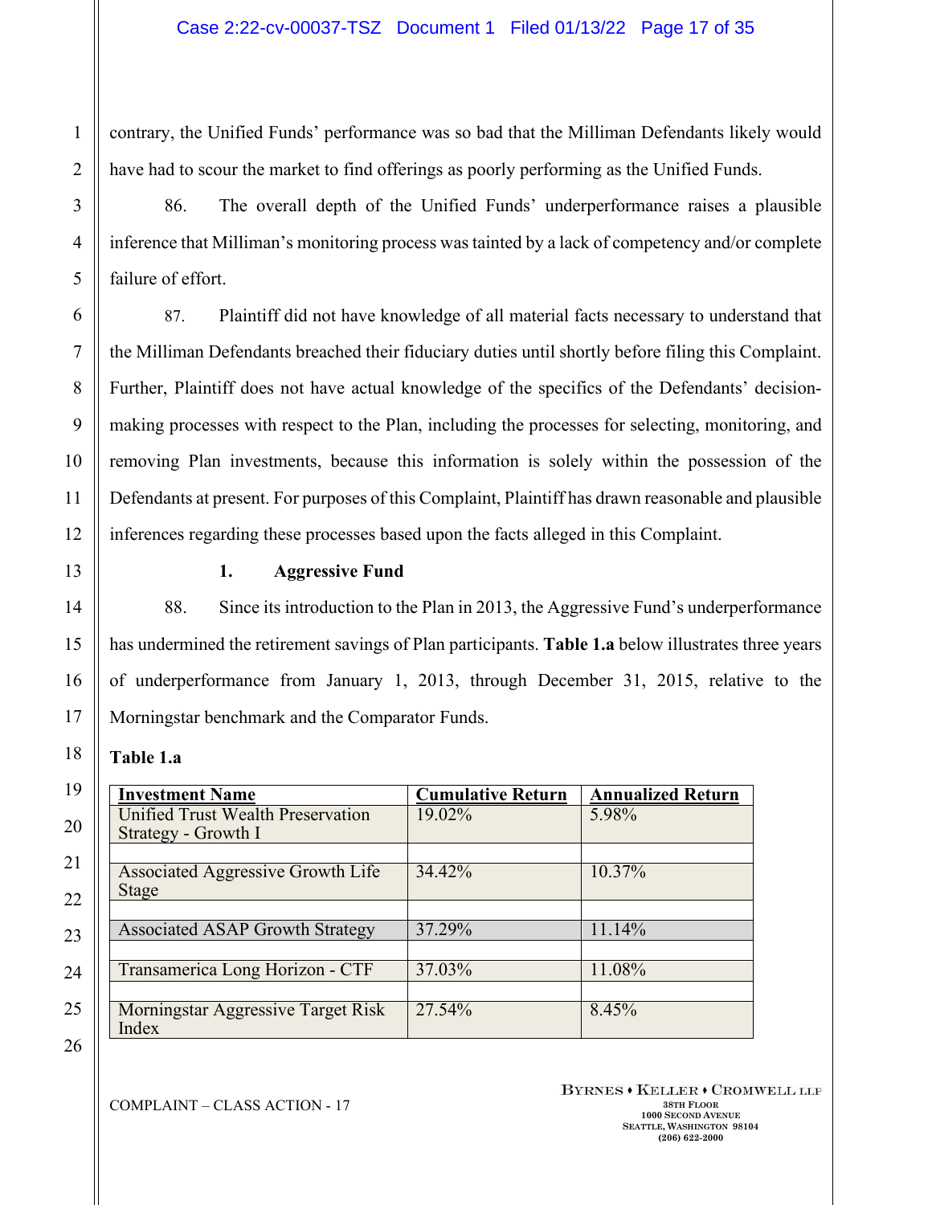contrary, the Unified Funds' performance was so bad that the Milliman Defendants likely would have had to scour the market to find offerings as poorly performing as the Unified Funds.

86. The overall depth of the Unified Funds' underperformance raises a plausible inference that Milliman's monitoring process was tainted by a lack of competency and/or complete failure of effort.

87. Plaintiff did not have knowledge of all material facts necessary to understand that the Milliman Defendants breached their fiduciary duties until shortly before filing this Complaint. Further, Plaintiff does not have actual knowledge of the specifics of the Defendants' decision-making processes with respect to the Plan, including the processes for selecting, monitoring, and removing Plan investments, because this information is solely within the possession of the Defendants at present. For purposes of this Complaint, Plaintiff has drawn reasonable and plausible inferences regarding these processes based upon the facts alleged in this Complaint.

### 1. Aggressive Fund

88. Since its introduction to the Plan in 2013, the Aggressive Fund's underperformance has undermined the retirement savings of Plan participants. **Table 1.a** below illustrates three years of underperformance from January 1, 2013, through December 31, 2015, relative to the Morningstar benchmark and the Comparator Funds.

**Table 1.a**

| Investment Name | Cumulative Return | Annualized Return |
|---|---|---|
| Unified Trust Wealth Preservation Strategy - Growth I | 19.02% | 5.98% |
| | | |
| Associated Aggressive Growth Life Stage | 34.42% | 10.37% |
| | | |
| Associated ASAP Growth Strategy | 37.29% | 11.14% |
| | | |
| Transamerica Long Horizon - CTF | 37.03% | 11.08% |
| | | |
| Morningstar Aggressive Target Risk Index | 27.54% | 8.45% |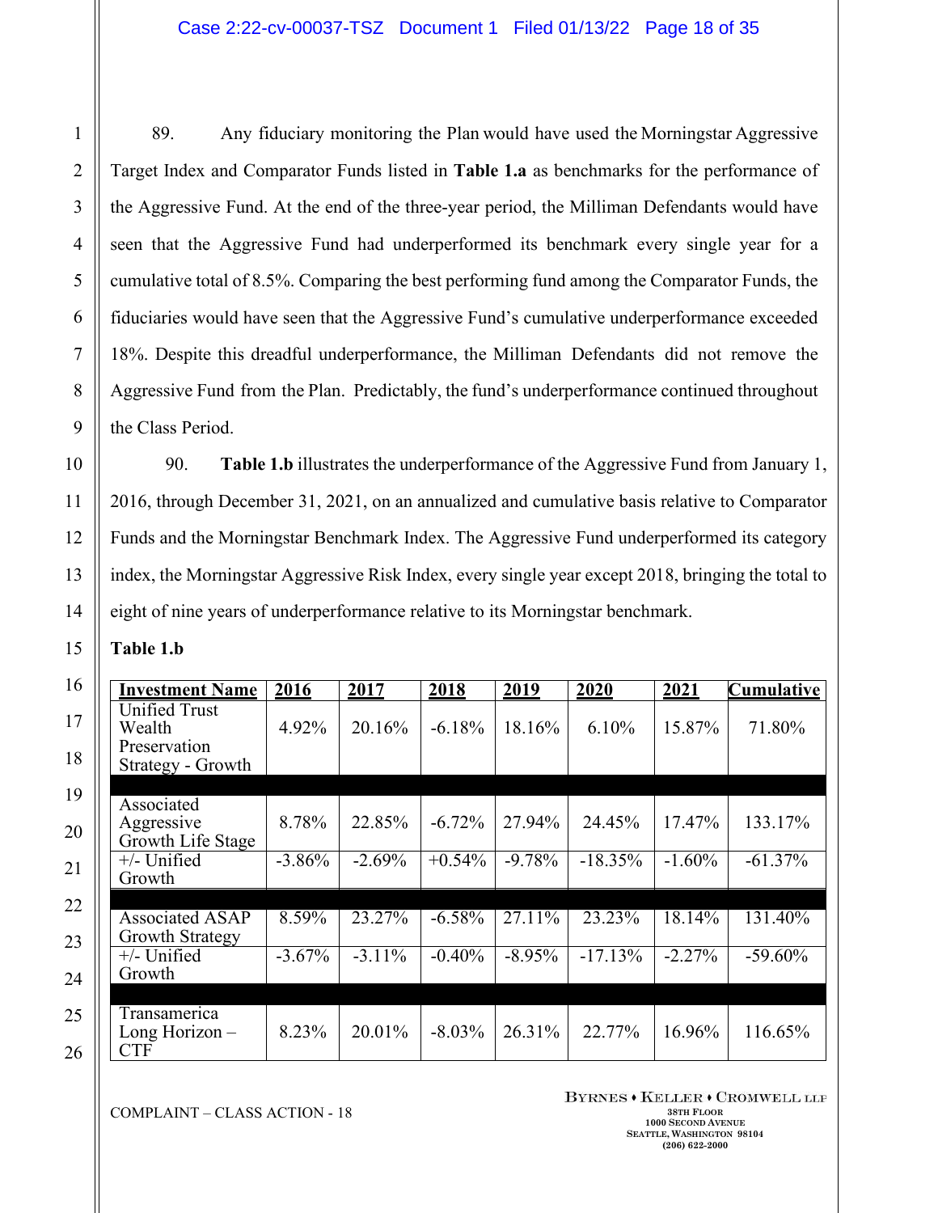89. Any fiduciary monitoring the Plan would have used the Morningstar Aggressive Target Index and Comparator Funds listed in **Table 1.a** as benchmarks for the performance of the Aggressive Fund. At the end of the three-year period, the Milliman Defendants would have seen that the Aggressive Fund had underperformed its benchmark every single year for a cumulative total of 8.5%. Comparing the best performing fund among the Comparator Funds, the fiduciaries would have seen that the Aggressive Fund's cumulative underperformance exceeded 18%. Despite this dreadful underperformance, the Milliman Defendants did not remove the Aggressive Fund from the Plan. Predictably, the fund's underperformance continued throughout the Class Period.

90. **Table 1.b** illustrates the underperformance of the Aggressive Fund from January 1, 2016, through December 31, 2021, on an annualized and cumulative basis relative to Comparator Funds and the Morningstar Benchmark Index. The Aggressive Fund underperformed its category index, the Morningstar Aggressive Risk Index, every single year except 2018, bringing the total to eight of nine years of underperformance relative to its Morningstar benchmark.

**Table 1.b**

| Investment Name | 2016 | 2017 | 2018 | 2019 | 2020 | 2021 | Cumulative |
|---|---|---|---|---|---|---|---|
| Unified Trust Wealth Preservation Strategy - Growth | 4.92% | 20.16% | -6.18% | 18.16% | 6.10% | 15.87% | 71.80% |
| | | | | | | | |
| Associated Aggressive Growth Life Stage | 8.78% | 22.85% | -6.72% | 27.94% | 24.45% | 17.47% | 133.17% |
| +/- Unified Growth | -3.86% | -2.69% | +0.54% | -9.78% | -18.35% | -1.60% | -61.37% |
| | | | | | | | |
| Associated ASAP Growth Strategy | 8.59% | 23.27% | -6.58% | 27.11% | 23.23% | 18.14% | 131.40% |
| +/- Unified Growth | -3.67% | -3.11% | -0.40% | -8.95% | -17.13% | -2.27% | -59.60% |
| | | | | | | | |
| Transamerica Long Horizon – CTF | 8.23% | 20.01% | -8.03% | 26.31% | 22.77% | 16.96% | 116.65% |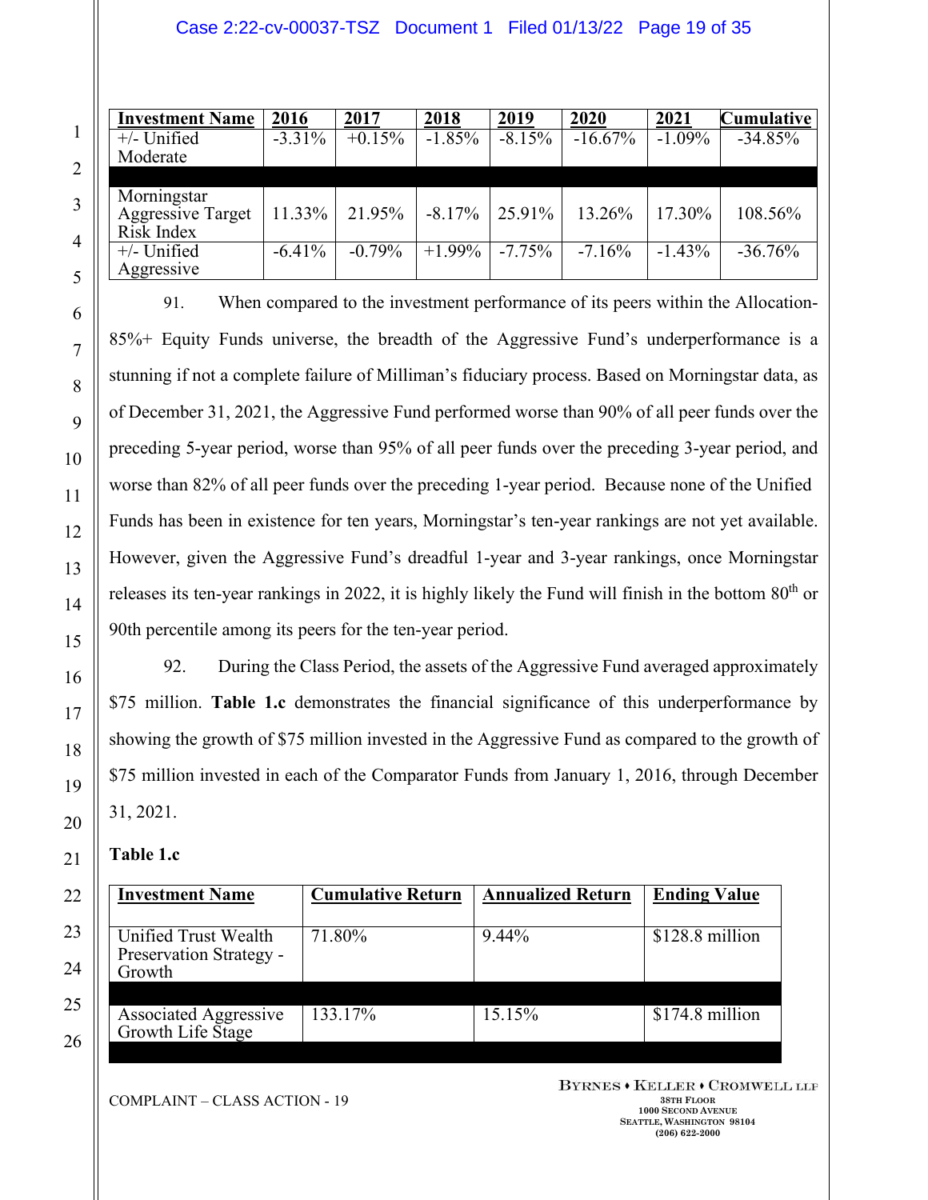| Investment Name | 2016 | 2017 | 2018 | 2019 | 2020 | 2021 | Cumulative |
|---|---|---|---|---|---|---|---|
| +/- Unified Moderate | -3.31% | +0.15% | -1.85% | -8.15% | -16.67% | -1.09% | -34.85% |
| | | | | | | | |
| Morningstar Aggressive Target Risk Index | 11.33% | 21.95% | -8.17% | 25.91% | 13.26% | 17.30% | 108.56% |
| +/- Unified Aggressive | -6.41% | -0.79% | +1.99% | -7.75% | -7.16% | -1.43% | -36.76% |

91. When compared to the investment performance of its peers within the Allocation-85%+ Equity Funds universe, the breadth of the Aggressive Fund's underperformance is a stunning if not a complete failure of Milliman's fiduciary process. Based on Morningstar data, as of December 31, 2021, the Aggressive Fund performed worse than 90% of all peer funds over the preceding 5-year period, worse than 95% of all peer funds over the preceding 3-year period, and worse than 82% of all peer funds over the preceding 1-year period. Because none of the Unified Funds has been in existence for ten years, Morningstar's ten-year rankings are not yet available. However, given the Aggressive Fund's dreadful 1-year and 3-year rankings, once Morningstar releases its ten-year rankings in 2022, it is highly likely the Fund will finish in the bottom 80th or 90th percentile among its peers for the ten-year period.

92. During the Class Period, the assets of the Aggressive Fund averaged approximately $75 million. **Table 1.c** demonstrates the financial significance of this underperformance by showing the growth of $75 million invested in the Aggressive Fund as compared to the growth of $75 million invested in each of the Comparator Funds from January 1, 2016, through December 31, 2021.

**Table 1.c**

| Investment Name | Cumulative Return | Annualized Return | Ending Value |
|---|---|---|---|
| Unified Trust Wealth Preservation Strategy - Growth | 71.80% | 9.44% | $128.8 million |
| | | | |
| Associated Aggressive Growth Life Stage | 133.17% | 15.15% | $174.8 million |
| | | | |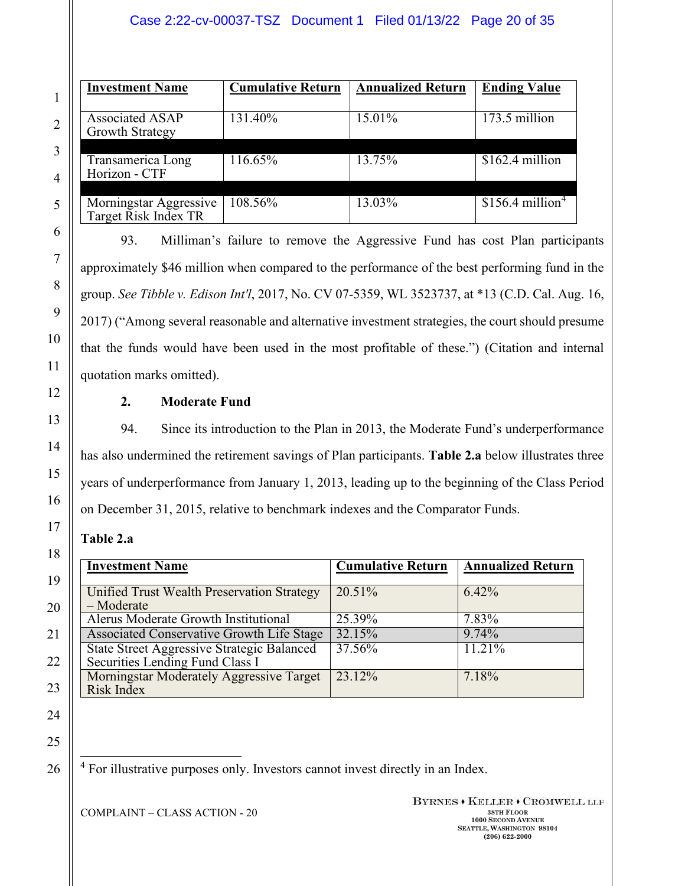| Investment Name | Cumulative Return | Annualized Return | Ending Value |
|---|---|---|---|
| Associated ASAP Growth Strategy | 131.40% | 15.01% | 173.5 million |
| Transamerica Long Horizon - CTF | 116.65% | 13.75% | $162.4 million |
| Morningstar Aggressive Target Risk Index TR | 108.56% | 13.03% | $156.4 million[4] |

93. Milliman's failure to remove the Aggressive Fund has cost Plan participants approximately $46 million when compared to the performance of the best performing fund in the group. *See Tibble v. Edison Int'l*, 2017, No. CV 07-5359, WL 3523737, at *13 (C.D. Cal. Aug. 16, 2017) ("Among several reasonable and alternative investment strategies, the court should presume that the funds would have been used in the most profitable of these.") (Citation and internal quotation marks omitted).

**2. Moderate Fund**

94. Since its introduction to the Plan in 2013, the Moderate Fund's underperformance has also undermined the retirement savings of Plan participants. **Table 2.a** below illustrates three years of underperformance from January 1, 2013, leading up to the beginning of the Class Period on December 31, 2015, relative to benchmark indexes and the Comparator Funds.

**Table 2.a**

| Investment Name | Cumulative Return | Annualized Return |
|---|---|---|
| Unified Trust Wealth Preservation Strategy – Moderate | 20.51% | 6.42% |
| Alerus Moderate Growth Institutional | 25.39% | 7.83% |
| Associated Conservative Growth Life Stage | 32.15% | 9.74% |
| State Street Aggressive Strategic Balanced Securities Lending Fund Class I | 37.56% | 11.21% |
| Morningstar Moderately Aggressive Target Risk Index | 23.12% | 7.18% |

[4] For illustrative purposes only. Investors cannot invest directly in an Index.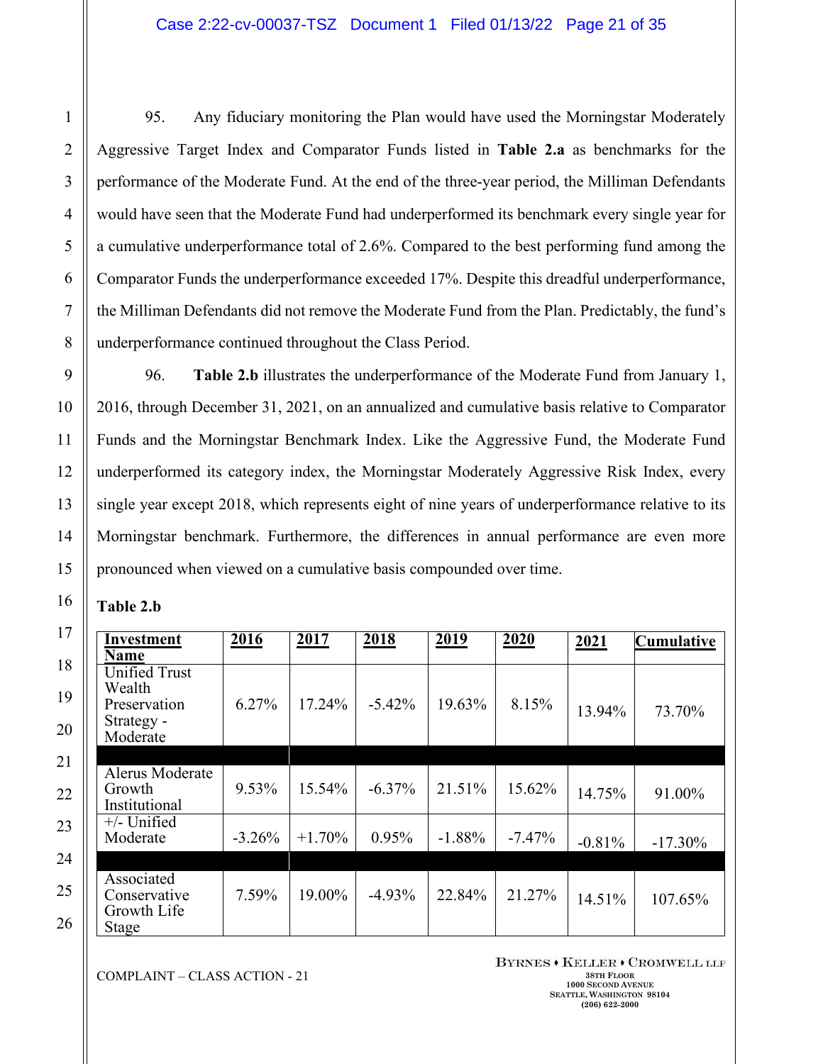95. Any fiduciary monitoring the Plan would have used the Morningstar Moderately Aggressive Target Index and Comparator Funds listed in **Table 2.a** as benchmarks for the performance of the Moderate Fund. At the end of the three-year period, the Milliman Defendants would have seen that the Moderate Fund had underperformed its benchmark every single year for a cumulative underperformance total of 2.6%. Compared to the best performing fund among the Comparator Funds the underperformance exceeded 17%. Despite this dreadful underperformance, the Milliman Defendants did not remove the Moderate Fund from the Plan. Predictably, the fund's underperformance continued throughout the Class Period.

96. **Table 2.b** illustrates the underperformance of the Moderate Fund from January 1, 2016, through December 31, 2021, on an annualized and cumulative basis relative to Comparator Funds and the Morningstar Benchmark Index. Like the Aggressive Fund, the Moderate Fund underperformed its category index, the Morningstar Moderately Aggressive Risk Index, every single year except 2018, which represents eight of nine years of underperformance relative to its Morningstar benchmark. Furthermore, the differences in annual performance are even more pronounced when viewed on a cumulative basis compounded over time.

**Table 2.b**

| Investment Name | 2016 | 2017 | 2018 | 2019 | 2020 | 2021 | Cumulative |
|---|---|---|---|---|---|---|---|
| Unified Trust Wealth Preservation Strategy - Moderate | 6.27% | 17.24% | -5.42% | 19.63% | 8.15% | 13.94% | 73.70% |
| | | | | | | | |
| Alerus Moderate Growth Institutional | 9.53% | 15.54% | -6.37% | 21.51% | 15.62% | 14.75% | 91.00% |
| +/- Unified Moderate | -3.26% | +1.70% | 0.95% | -1.88% | -7.47% | -0.81% | -17.30% |
| | | | | | | | |
| Associated Conservative Growth Life Stage | 7.59% | 19.00% | -4.93% | 22.84% | 21.27% | 14.51% | 107.65% |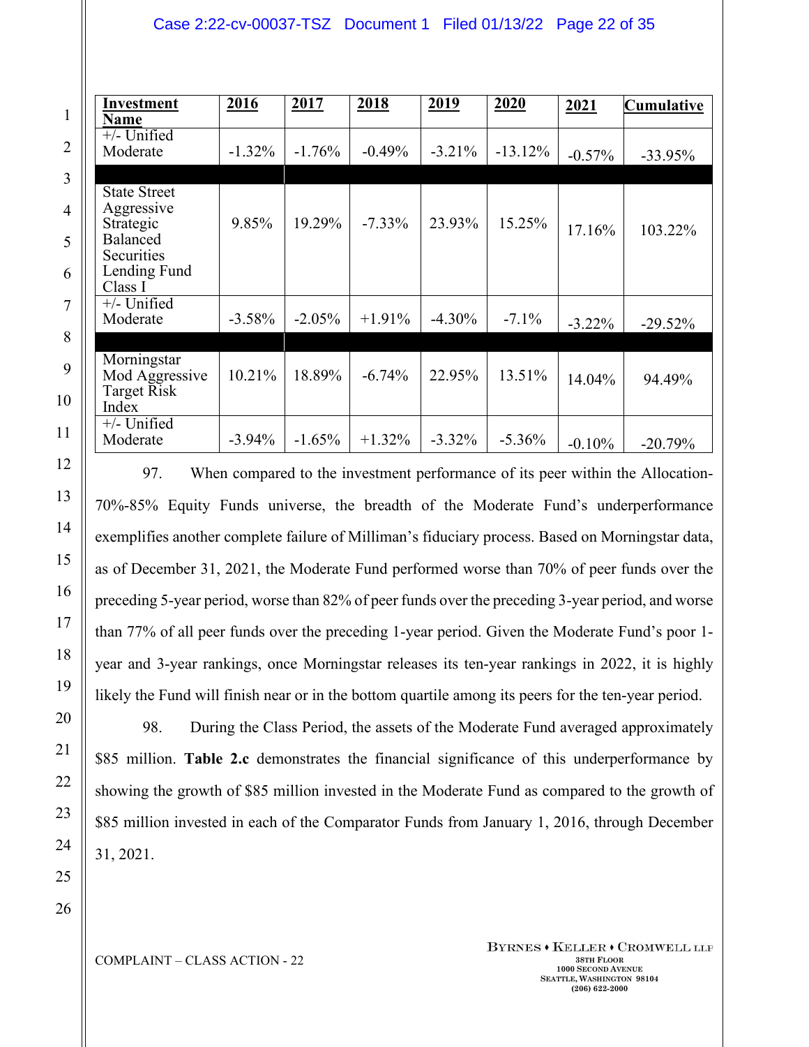| Investment Name | 2016 | 2017 | 2018 | 2019 | 2020 | 2021 | Cumulative |
|---|---|---|---|---|---|---|---|
| +/- Unified Moderate | -1.32% | -1.76% | -0.49% | -3.21% | -13.12% | -0.57% | -33.95% |
| | | | | | | | |
| State Street Aggressive Strategic Balanced Securities Lending Fund Class I | 9.85% | 19.29% | -7.33% | 23.93% | 15.25% | 17.16% | 103.22% |
| +/- Unified Moderate | -3.58% | -2.05% | +1.91% | -4.30% | -7.1% | -3.22% | -29.52% |
| | | | | | | | |
| Morningstar Mod Aggressive Target Risk Index | 10.21% | 18.89% | -6.74% | 22.95% | 13.51% | 14.04% | 94.49% |
| +/- Unified Moderate | -3.94% | -1.65% | +1.32% | -3.32% | -5.36% | -0.10% | -20.79% |

97. When compared to the investment performance of its peer within the Allocation-70%-85% Equity Funds universe, the breadth of the Moderate Fund's underperformance exemplifies another complete failure of Milliman's fiduciary process. Based on Morningstar data, as of December 31, 2021, the Moderate Fund performed worse than 70% of peer funds over the preceding 5-year period, worse than 82% of peer funds over the preceding 3-year period, and worse than 77% of all peer funds over the preceding 1-year period. Given the Moderate Fund's poor 1-year and 3-year rankings, once Morningstar releases its ten-year rankings in 2022, it is highly likely the Fund will finish near or in the bottom quartile among its peers for the ten-year period.

98. During the Class Period, the assets of the Moderate Fund averaged approximately $85 million. **Table 2.c** demonstrates the financial significance of this underperformance by showing the growth of $85 million invested in the Moderate Fund as compared to the growth of $85 million invested in each of the Comparator Funds from January 1, 2016, through December 31, 2021.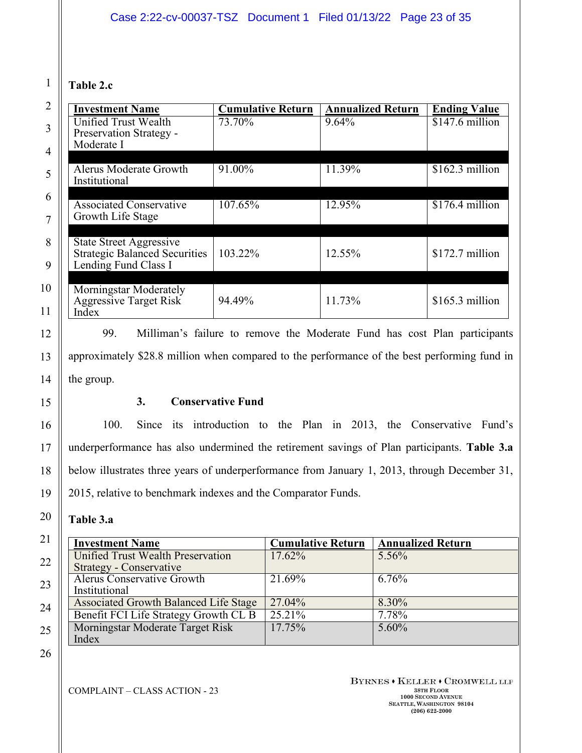**Table 2.c**

| Investment Name | Cumulative Return | Annualized Return | Ending Value |
|---|---|---|---|
| Unified Trust Wealth Preservation Strategy - Moderate I | 73.70% | 9.64% | $147.6 million |
| Alerus Moderate Growth Institutional | 91.00% | 11.39% | $162.3 million |
| Associated Conservative Growth Life Stage | 107.65% | 12.95% | $176.4 million |
| State Street Aggressive Strategic Balanced Securities Lending Fund Class I | 103.22% | 12.55% | $172.7 million |
| Morningstar Moderately Aggressive Target Risk Index | 94.49% | 11.73% | $165.3 million |

99. Milliman's failure to remove the Moderate Fund has cost Plan participants approximately $28.8 million when compared to the performance of the best performing fund in the group.

### 3. Conservative Fund

100. Since its introduction to the Plan in 2013, the Conservative Fund's underperformance has also undermined the retirement savings of Plan participants. **Table 3.a** below illustrates three years of underperformance from January 1, 2013, through December 31, 2015, relative to benchmark indexes and the Comparator Funds.

**Table 3.a**

| Investment Name | Cumulative Return | Annualized Return |
|---|---|---|
| Unified Trust Wealth Preservation Strategy - Conservative | 17.62% | 5.56% |
| Alerus Conservative Growth Institutional | 21.69% | 6.76% |
| Associated Growth Balanced Life Stage | 27.04% | 8.30% |
| Benefit FCI Life Strategy Growth CL B | 25.21% | 7.78% |
| Morningstar Moderate Target Risk Index | 17.75% | 5.60% |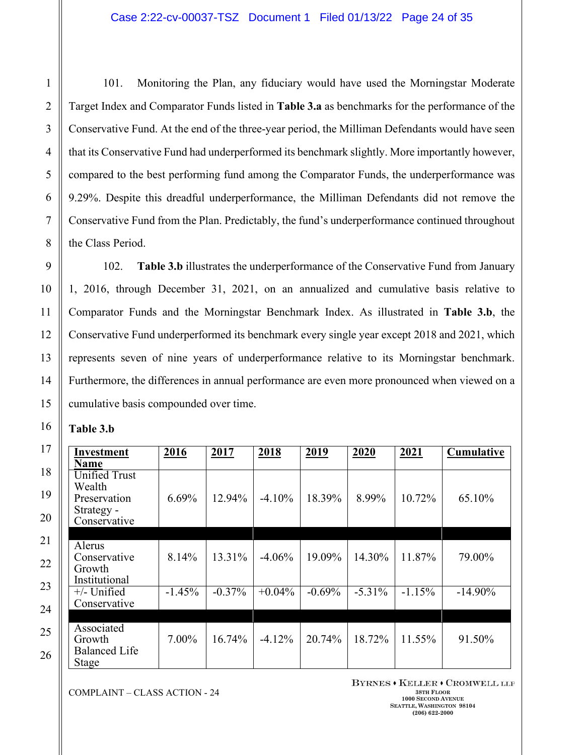101. Monitoring the Plan, any fiduciary would have used the Morningstar Moderate Target Index and Comparator Funds listed in **Table 3.a** as benchmarks for the performance of the Conservative Fund. At the end of the three-year period, the Milliman Defendants would have seen that its Conservative Fund had underperformed its benchmark slightly. More importantly however, compared to the best performing fund among the Comparator Funds, the underperformance was 9.29%. Despite this dreadful underperformance, the Milliman Defendants did not remove the Conservative Fund from the Plan. Predictably, the fund's underperformance continued throughout the Class Period.

102. **Table 3.b** illustrates the underperformance of the Conservative Fund from January 1, 2016, through December 31, 2021, on an annualized and cumulative basis relative to Comparator Funds and the Morningstar Benchmark Index. As illustrated in **Table 3.b**, the Conservative Fund underperformed its benchmark every single year except 2018 and 2021, which represents seven of nine years of underperformance relative to its Morningstar benchmark. Furthermore, the differences in annual performance are even more pronounced when viewed on a cumulative basis compounded over time.

**Table 3.b**

| Investment Name | 2016 | 2017 | 2018 | 2019 | 2020 | 2021 | Cumulative |
|---|---|---|---|---|---|---|---|
| Unified Trust Wealth Preservation Strategy - Conservative | 6.69% | 12.94% | -4.10% | 18.39% | 8.99% | 10.72% | 65.10% |
| | | | | | | | |
| Alerus Conservative Growth Institutional | 8.14% | 13.31% | -4.06% | 19.09% | 14.30% | 11.87% | 79.00% |
| +/- Unified Conservative | -1.45% | -0.37% | +0.04% | -0.69% | -5.31% | -1.15% | -14.90% |
| | | | | | | | |
| Associated Growth Balanced Life Stage | 7.00% | 16.74% | -4.12% | 20.74% | 18.72% | 11.55% | 91.50% |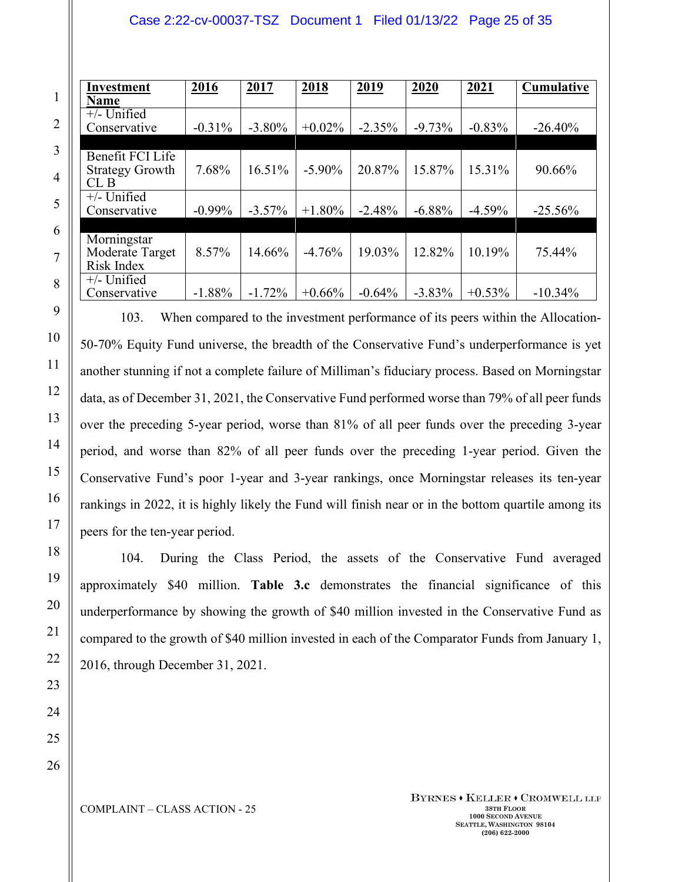| Investment Name | 2016 | 2017 | 2018 | 2019 | 2020 | 2021 | Cumulative |
|---|---|---|---|---|---|---|---|
| +/- Unified Conservative | -0.31% | -3.80% | +0.02% | -2.35% | -9.73% | -0.83% | -26.40% |
| | | | | | | | |
| Benefit FCI Life Strategy Growth CL B | 7.68% | 16.51% | -5.90% | 20.87% | 15.87% | 15.31% | 90.66% |
| +/- Unified Conservative | -0.99% | -3.57% | +1.80% | -2.48% | -6.88% | -4.59% | -25.56% |
| | | | | | | | |
| Morningstar Moderate Target Risk Index | 8.57% | 14.66% | -4.76% | 19.03% | 12.82% | 10.19% | 75.44% |
| +/- Unified Conservative | -1.88% | -1.72% | +0.66% | -0.64% | -3.83% | +0.53% | -10.34% |

103. When compared to the investment performance of its peers within the Allocation-50-70% Equity Fund universe, the breadth of the Conservative Fund's underperformance is yet another stunning if not a complete failure of Milliman's fiduciary process. Based on Morningstar data, as of December 31, 2021, the Conservative Fund performed worse than 79% of all peer funds over the preceding 5-year period, worse than 81% of all peer funds over the preceding 3-year period, and worse than 82% of all peer funds over the preceding 1-year period. Given the Conservative Fund's poor 1-year and 3-year rankings, once Morningstar releases its ten-year rankings in 2022, it is highly likely the Fund will finish near or in the bottom quartile among its peers for the ten-year period.

104. During the Class Period, the assets of the Conservative Fund averaged approximately $40 million. **Table 3.c** demonstrates the financial significance of this underperformance by showing the growth of $40 million invested in the Conservative Fund as compared to the growth of $40 million invested in each of the Comparator Funds from January 1, 2016, through December 31, 2021.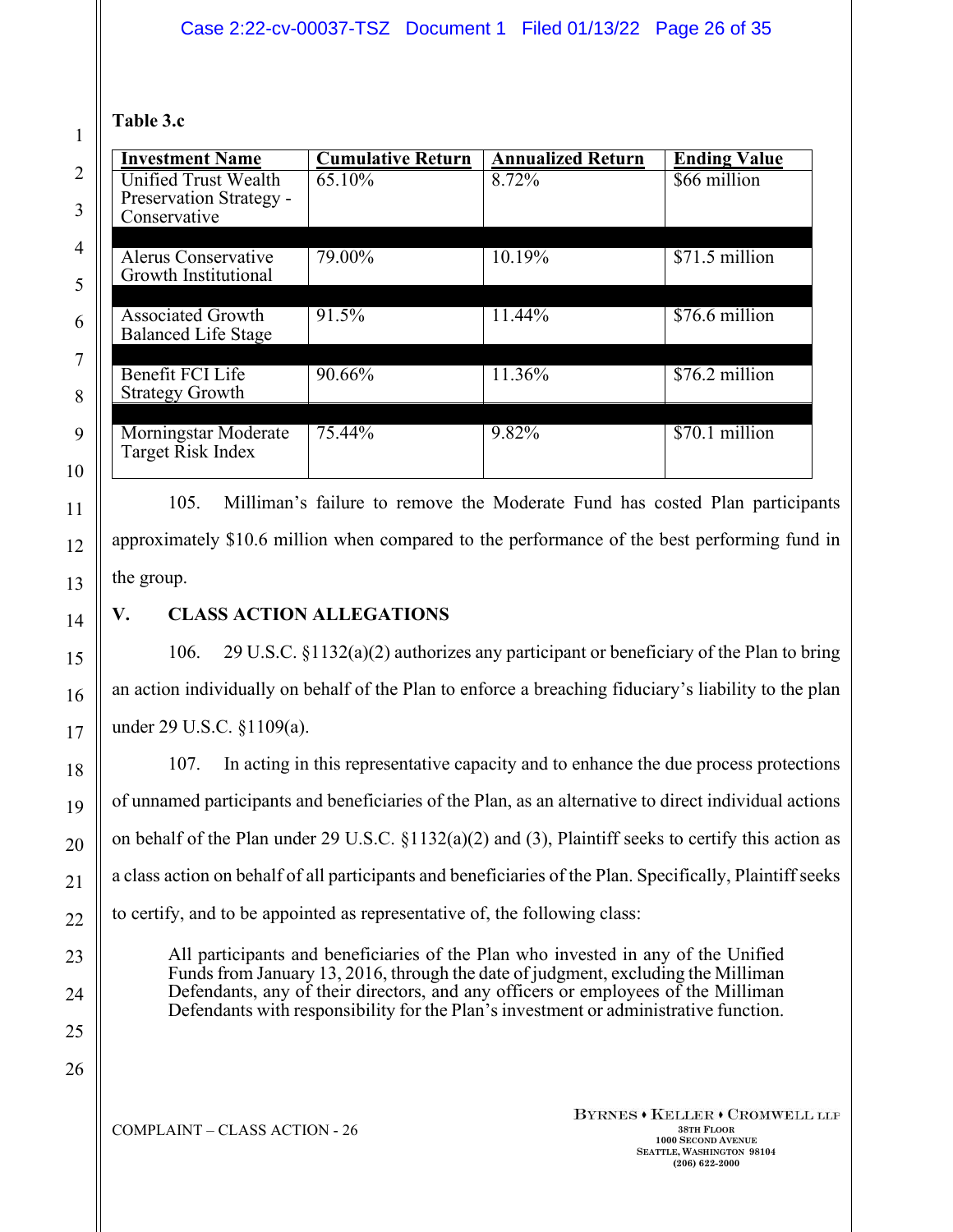**Table 3.c**

| Investment Name | Cumulative Return | Annualized Return | Ending Value |
|---|---|---|---|
| Unified Trust Wealth Preservation Strategy - Conservative | 65.10% | 8.72% | $66 million |
| Alerus Conservative Growth Institutional | 79.00% | 10.19% | $71.5 million |
| Associated Growth Balanced Life Stage | 91.5% | 11.44% | $76.6 million |
| Benefit FCI Life Strategy Growth | 90.66% | 11.36% | $76.2 million |
| Morningstar Moderate Target Risk Index | 75.44% | 9.82% | $70.1 million |

105. Milliman's failure to remove the Moderate Fund has costed Plan participants approximately $10.6 million when compared to the performance of the best performing fund in the group.

## V. CLASS ACTION ALLEGATIONS

106. 29 U.S.C. §1132(a)(2) authorizes any participant or beneficiary of the Plan to bring an action individually on behalf of the Plan to enforce a breaching fiduciary's liability to the plan under 29 U.S.C. §1109(a).

107. In acting in this representative capacity and to enhance the due process protections of unnamed participants and beneficiaries of the Plan, as an alternative to direct individual actions on behalf of the Plan under 29 U.S.C. §1132(a)(2) and (3), Plaintiff seeks to certify this action as a class action on behalf of all participants and beneficiaries of the Plan. Specifically, Plaintiff seeks to certify, and to be appointed as representative of, the following class:

> All participants and beneficiaries of the Plan who invested in any of the Unified Funds from January 13, 2016, through the date of judgment, excluding the Milliman Defendants, any of their directors, and any officers or employees of the Milliman Defendants with responsibility for the Plan's investment or administrative function.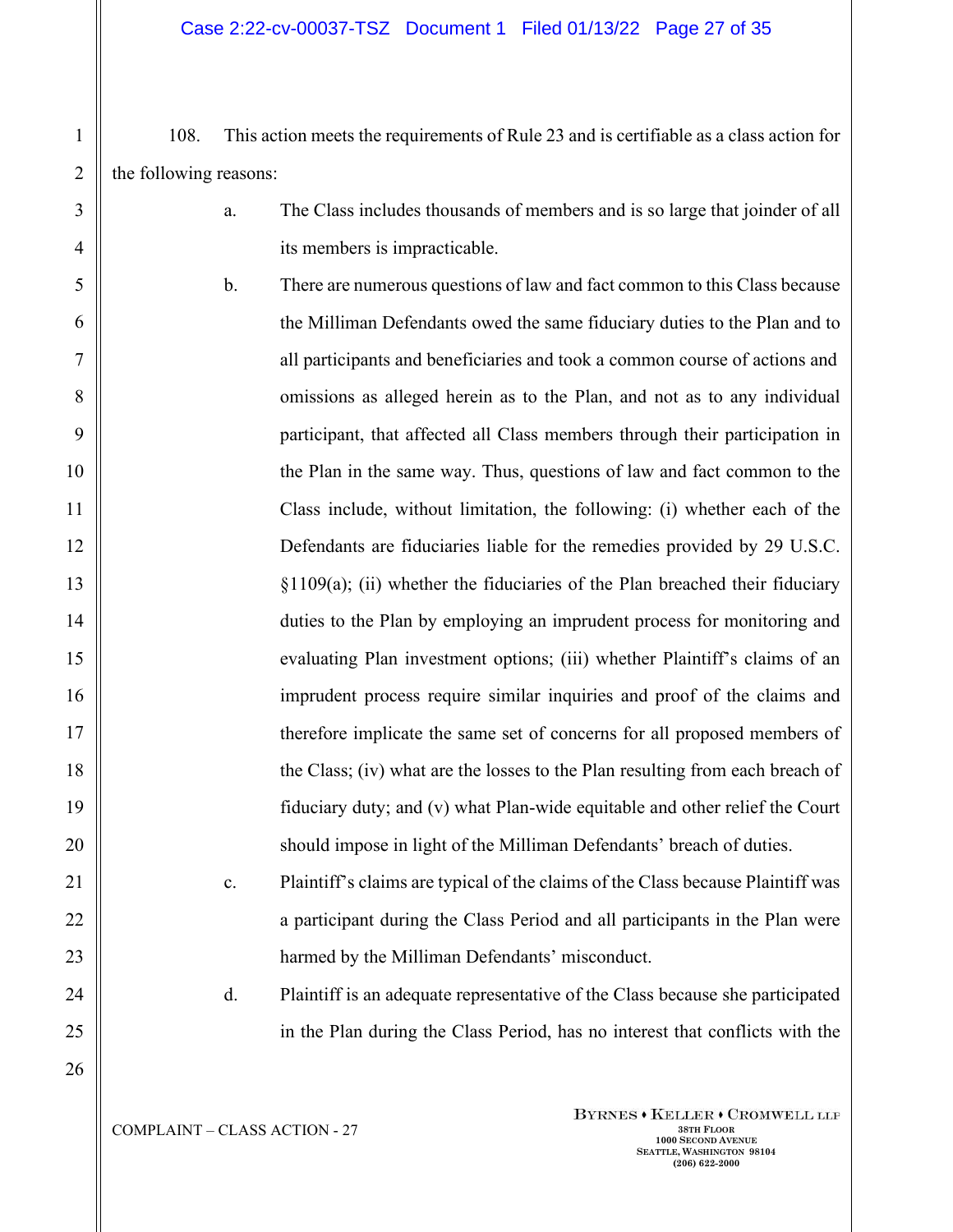108. This action meets the requirements of Rule 23 and is certifiable as a class action for the following reasons:

a. The Class includes thousands of members and is so large that joinder of all its members is impracticable.

b. There are numerous questions of law and fact common to this Class because the Milliman Defendants owed the same fiduciary duties to the Plan and to all participants and beneficiaries and took a common course of actions and omissions as alleged herein as to the Plan, and not as to any individual participant, that affected all Class members through their participation in the Plan in the same way. Thus, questions of law and fact common to the Class include, without limitation, the following: (i) whether each of the Defendants are fiduciaries liable for the remedies provided by 29 U.S.C. §1109(a); (ii) whether the fiduciaries of the Plan breached their fiduciary duties to the Plan by employing an imprudent process for monitoring and evaluating Plan investment options; (iii) whether Plaintiff's claims of an imprudent process require similar inquiries and proof of the claims and therefore implicate the same set of concerns for all proposed members of the Class; (iv) what are the losses to the Plan resulting from each breach of fiduciary duty; and (v) what Plan-wide equitable and other relief the Court should impose in light of the Milliman Defendants' breach of duties.

c. Plaintiff's claims are typical of the claims of the Class because Plaintiff was a participant during the Class Period and all participants in the Plan were harmed by the Milliman Defendants' misconduct.

d. Plaintiff is an adequate representative of the Class because she participated in the Plan during the Class Period, has no interest that conflicts with the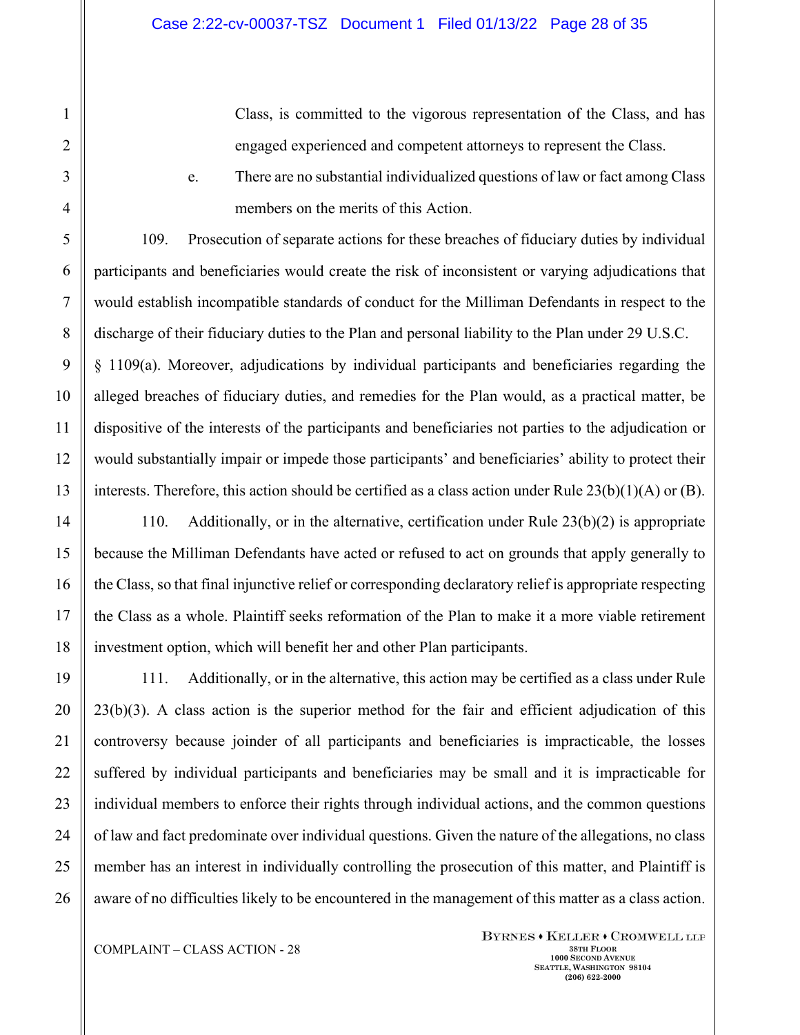Class, is committed to the vigorous representation of the Class, and has engaged experienced and competent attorneys to represent the Class.

e. There are no substantial individualized questions of law or fact among Class members on the merits of this Action.

109. Prosecution of separate actions for these breaches of fiduciary duties by individual participants and beneficiaries would create the risk of inconsistent or varying adjudications that would establish incompatible standards of conduct for the Milliman Defendants in respect to the discharge of their fiduciary duties to the Plan and personal liability to the Plan under 29 U.S.C. § 1109(a). Moreover, adjudications by individual participants and beneficiaries regarding the alleged breaches of fiduciary duties, and remedies for the Plan would, as a practical matter, be dispositive of the interests of the participants and beneficiaries not parties to the adjudication or would substantially impair or impede those participants' and beneficiaries' ability to protect their interests. Therefore, this action should be certified as a class action under Rule 23(b)(1)(A) or (B).

110. Additionally, or in the alternative, certification under Rule 23(b)(2) is appropriate because the Milliman Defendants have acted or refused to act on grounds that apply generally to the Class, so that final injunctive relief or corresponding declaratory relief is appropriate respecting the Class as a whole. Plaintiff seeks reformation of the Plan to make it a more viable retirement investment option, which will benefit her and other Plan participants.

111. Additionally, or in the alternative, this action may be certified as a class under Rule 23(b)(3). A class action is the superior method for the fair and efficient adjudication of this controversy because joinder of all participants and beneficiaries is impracticable, the losses suffered by individual participants and beneficiaries may be small and it is impracticable for individual members to enforce their rights through individual actions, and the common questions of law and fact predominate over individual questions. Given the nature of the allegations, no class member has an interest in individually controlling the prosecution of this matter, and Plaintiff is aware of no difficulties likely to be encountered in the management of this matter as a class action.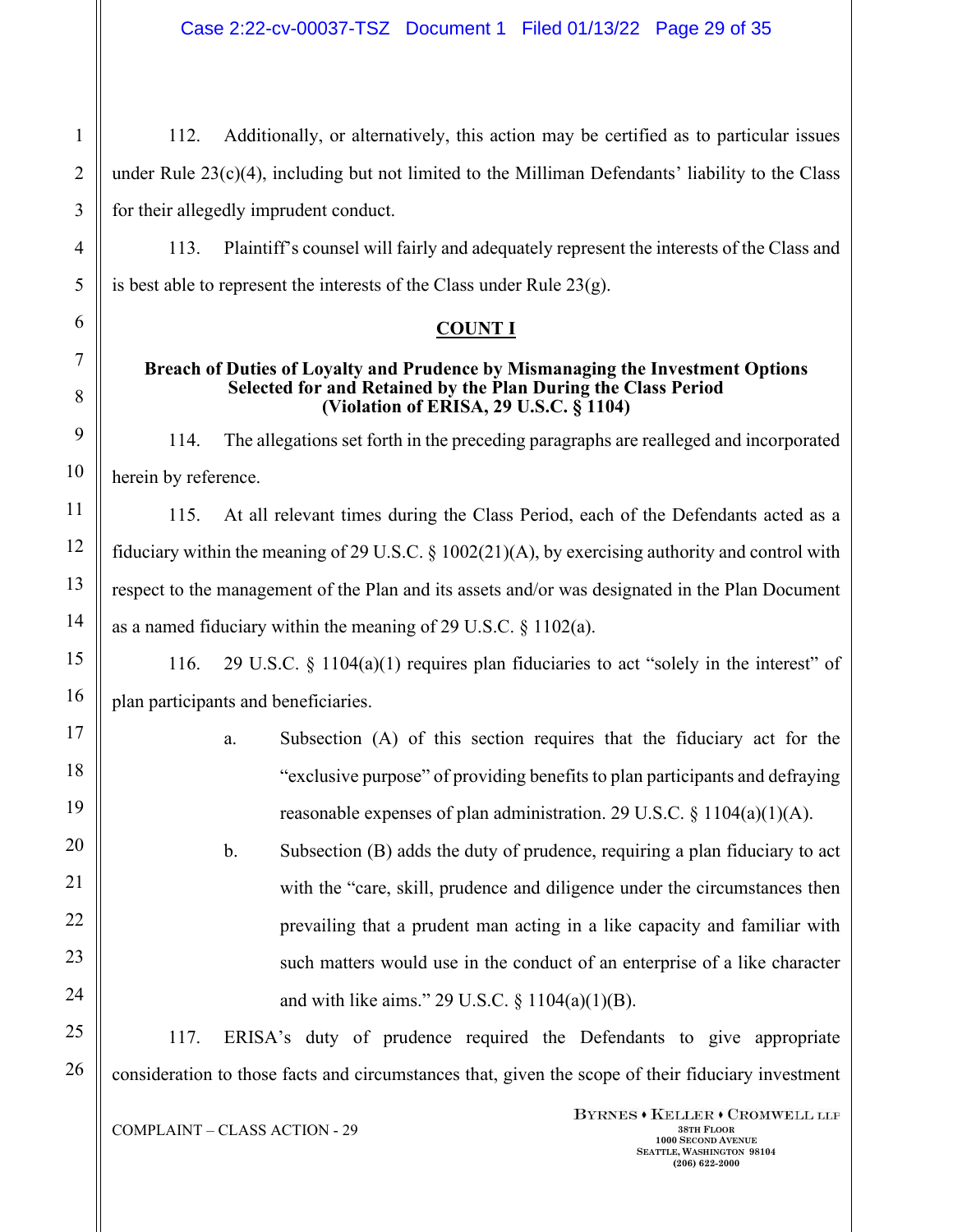112. Additionally, or alternatively, this action may be certified as to particular issues under Rule 23(c)(4), including but not limited to the Milliman Defendants' liability to the Class for their allegedly imprudent conduct.

113. Plaintiff's counsel will fairly and adequately represent the interests of the Class and is best able to represent the interests of the Class under Rule 23(g).

## COUNT I

### Breach of Duties of Loyalty and Prudence by Mismanaging the Investment Options Selected for and Retained by the Plan During the Class Period (Violation of ERISA, 29 U.S.C. § 1104)

114. The allegations set forth in the preceding paragraphs are realleged and incorporated herein by reference.

115. At all relevant times during the Class Period, each of the Defendants acted as a fiduciary within the meaning of 29 U.S.C. § 1002(21)(A), by exercising authority and control with respect to the management of the Plan and its assets and/or was designated in the Plan Document as a named fiduciary within the meaning of 29 U.S.C. § 1102(a).

116. 29 U.S.C. § 1104(a)(1) requires plan fiduciaries to act "solely in the interest" of plan participants and beneficiaries.

a. Subsection (A) of this section requires that the fiduciary act for the "exclusive purpose" of providing benefits to plan participants and defraying reasonable expenses of plan administration. 29 U.S.C. § 1104(a)(1)(A).

b. Subsection (B) adds the duty of prudence, requiring a plan fiduciary to act with the "care, skill, prudence and diligence under the circumstances then prevailing that a prudent man acting in a like capacity and familiar with such matters would use in the conduct of an enterprise of a like character and with like aims." 29 U.S.C. § 1104(a)(1)(B).

117. ERISA's duty of prudence required the Defendants to give appropriate consideration to those facts and circumstances that, given the scope of their fiduciary investment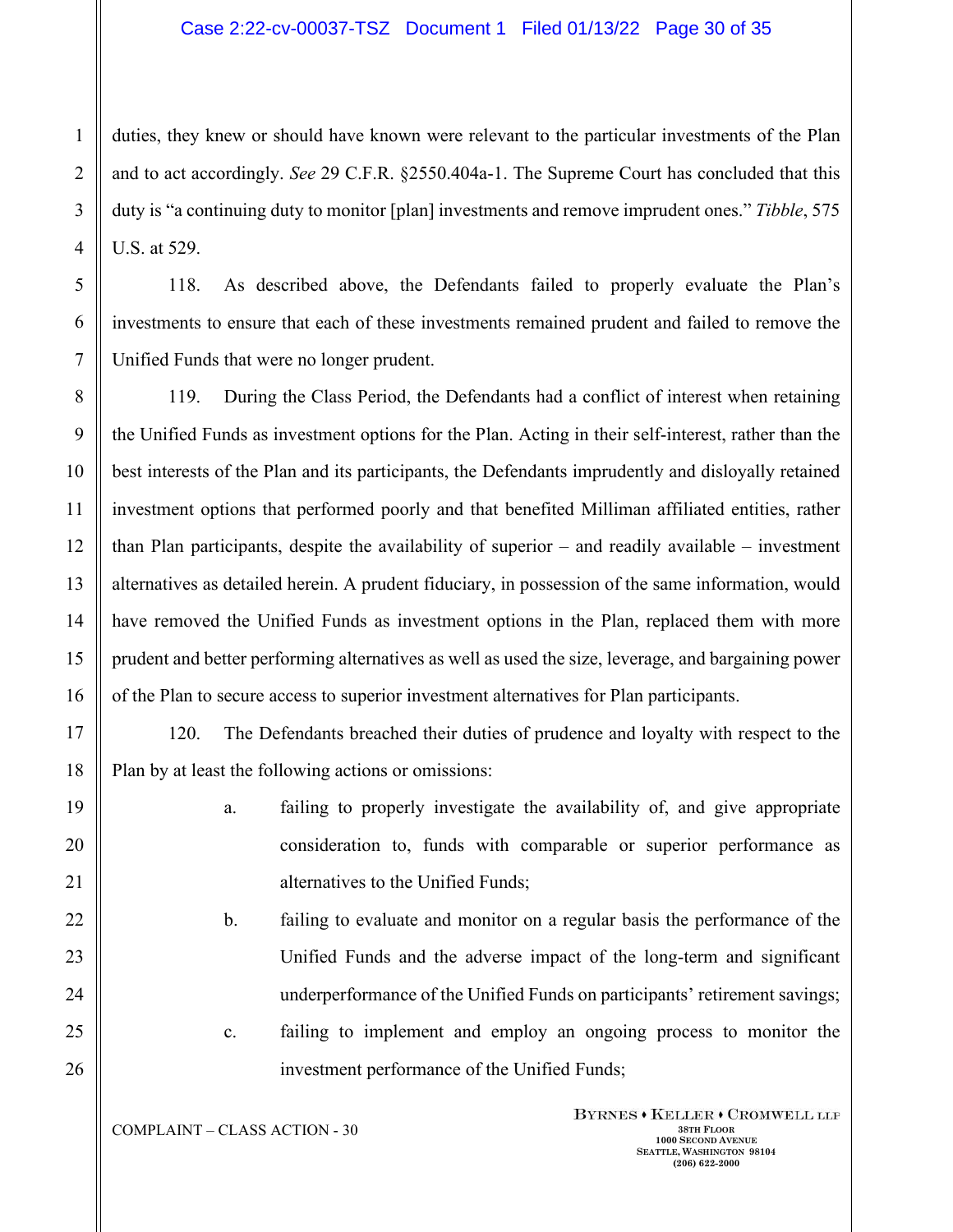duties, they knew or should have known were relevant to the particular investments of the Plan and to act accordingly. *See* 29 C.F.R. §2550.404a-1. The Supreme Court has concluded that this duty is "a continuing duty to monitor [plan] investments and remove imprudent ones." *Tibble*, 575 U.S. at 529.

118. As described above, the Defendants failed to properly evaluate the Plan's investments to ensure that each of these investments remained prudent and failed to remove the Unified Funds that were no longer prudent.

119. During the Class Period, the Defendants had a conflict of interest when retaining the Unified Funds as investment options for the Plan. Acting in their self-interest, rather than the best interests of the Plan and its participants, the Defendants imprudently and disloyally retained investment options that performed poorly and that benefited Milliman affiliated entities, rather than Plan participants, despite the availability of superior – and readily available – investment alternatives as detailed herein. A prudent fiduciary, in possession of the same information, would have removed the Unified Funds as investment options in the Plan, replaced them with more prudent and better performing alternatives as well as used the size, leverage, and bargaining power of the Plan to secure access to superior investment alternatives for Plan participants.

120. The Defendants breached their duties of prudence and loyalty with respect to the Plan by at least the following actions or omissions:

a. failing to properly investigate the availability of, and give appropriate consideration to, funds with comparable or superior performance as alternatives to the Unified Funds;

b. failing to evaluate and monitor on a regular basis the performance of the Unified Funds and the adverse impact of the long-term and significant underperformance of the Unified Funds on participants' retirement savings;

c. failing to implement and employ an ongoing process to monitor the investment performance of the Unified Funds;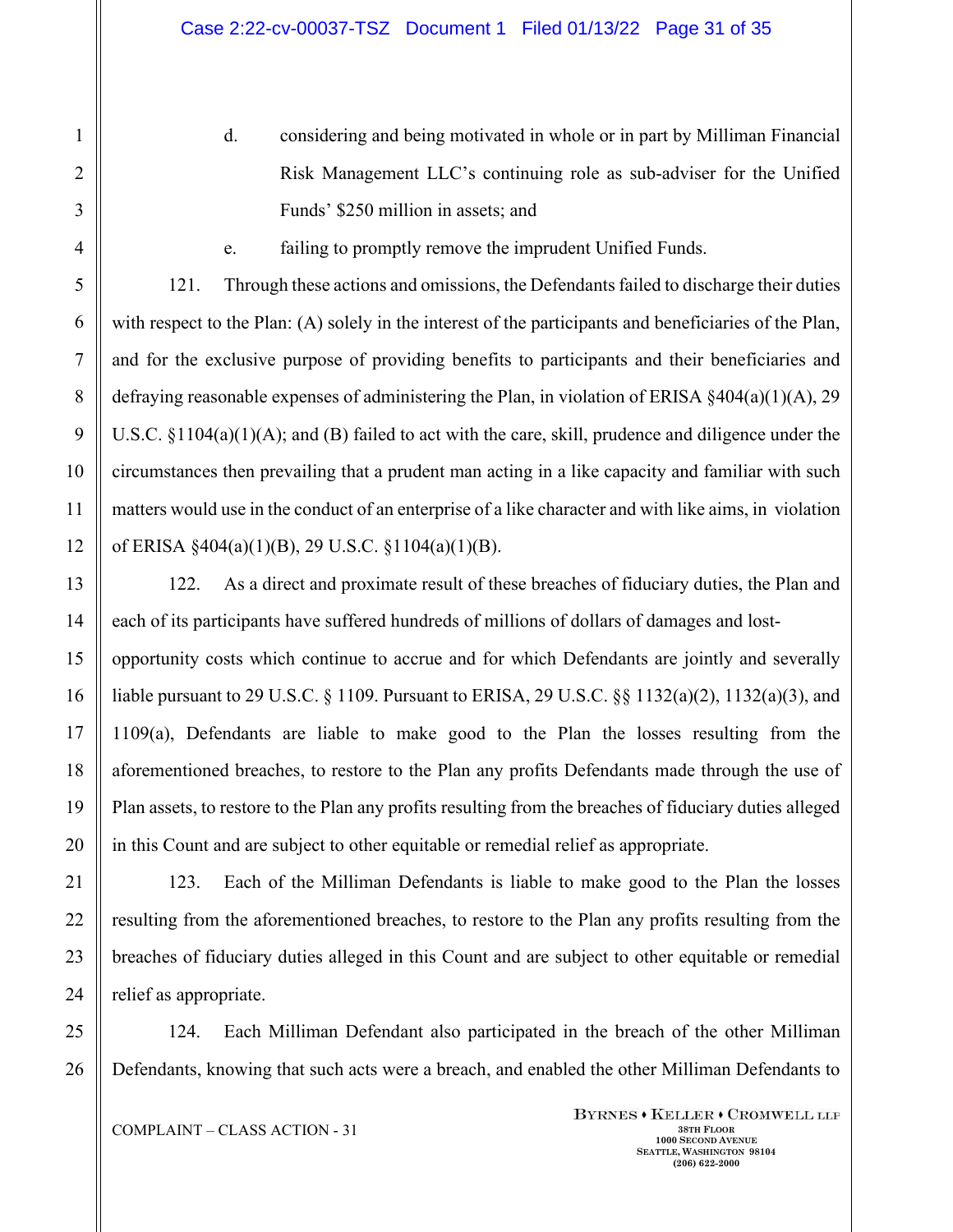d. considering and being motivated in whole or in part by Milliman Financial Risk Management LLC's continuing role as sub-adviser for the Unified Funds' $250 million in assets; and

e. failing to promptly remove the imprudent Unified Funds.

121. Through these actions and omissions, the Defendants failed to discharge their duties with respect to the Plan: (A) solely in the interest of the participants and beneficiaries of the Plan, and for the exclusive purpose of providing benefits to participants and their beneficiaries and defraying reasonable expenses of administering the Plan, in violation of ERISA §404(a)(1)(A), 29 U.S.C. §1104(a)(1)(A); and (B) failed to act with the care, skill, prudence and diligence under the circumstances then prevailing that a prudent man acting in a like capacity and familiar with such matters would use in the conduct of an enterprise of a like character and with like aims, in violation of ERISA §404(a)(1)(B), 29 U.S.C. §1104(a)(1)(B).

122. As a direct and proximate result of these breaches of fiduciary duties, the Plan and each of its participants have suffered hundreds of millions of dollars of damages and lost-opportunity costs which continue to accrue and for which Defendants are jointly and severally liable pursuant to 29 U.S.C. § 1109. Pursuant to ERISA, 29 U.S.C. §§ 1132(a)(2), 1132(a)(3), and 1109(a), Defendants are liable to make good to the Plan the losses resulting from the aforementioned breaches, to restore to the Plan any profits Defendants made through the use of Plan assets, to restore to the Plan any profits resulting from the breaches of fiduciary duties alleged in this Count and are subject to other equitable or remedial relief as appropriate.

123. Each of the Milliman Defendants is liable to make good to the Plan the losses resulting from the aforementioned breaches, to restore to the Plan any profits resulting from the breaches of fiduciary duties alleged in this Count and are subject to other equitable or remedial relief as appropriate.

124. Each Milliman Defendant also participated in the breach of the other Milliman Defendants, knowing that such acts were a breach, and enabled the other Milliman Defendants to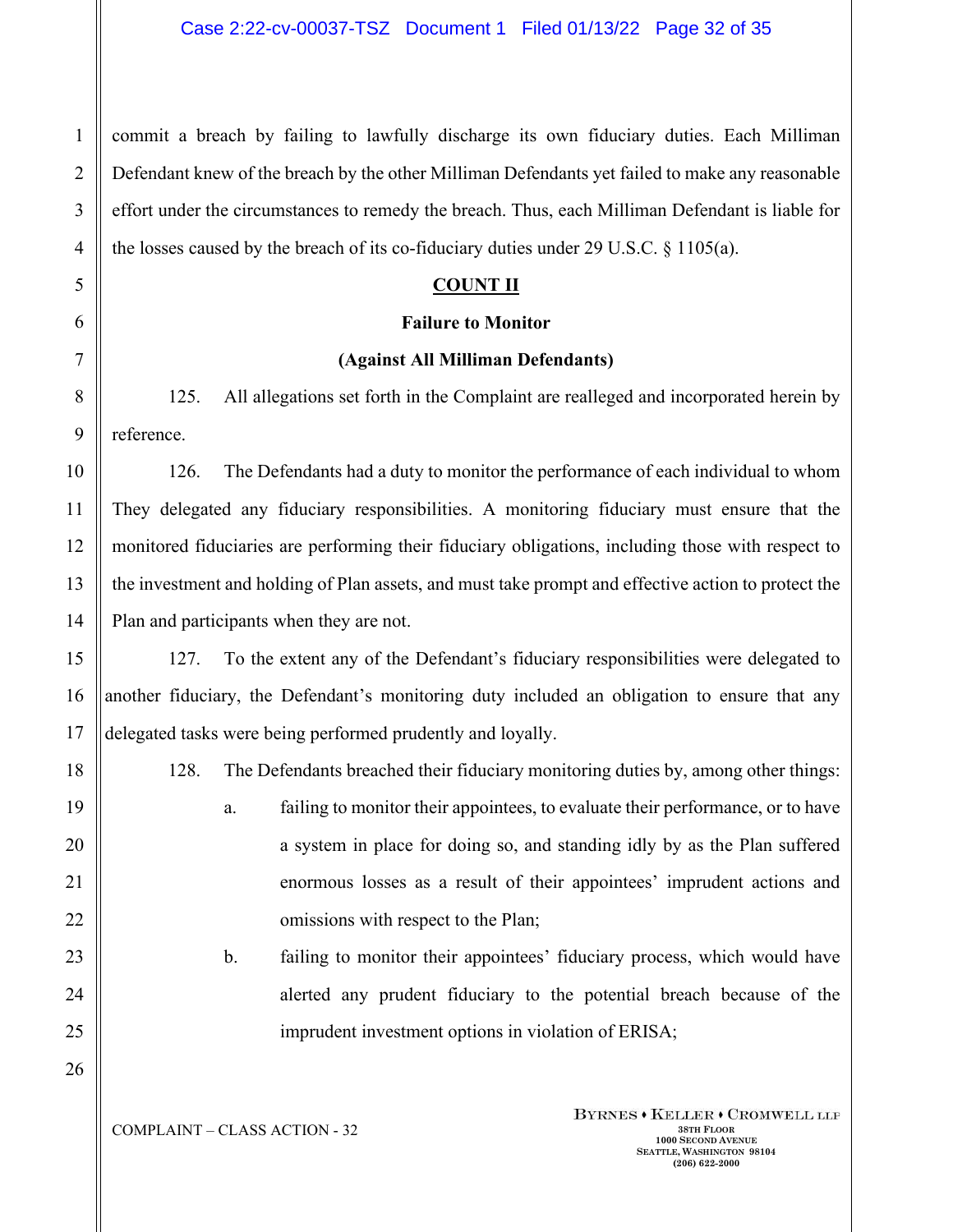commit a breach by failing to lawfully discharge its own fiduciary duties. Each Milliman Defendant knew of the breach by the other Milliman Defendants yet failed to make any reasonable effort under the circumstances to remedy the breach. Thus, each Milliman Defendant is liable for the losses caused by the breach of its co-fiduciary duties under 29 U.S.C. § 1105(a).

**COUNT II**

**Failure to Monitor**

**(Against All Milliman Defendants)**

125. All allegations set forth in the Complaint are realleged and incorporated herein by reference.

126. The Defendants had a duty to monitor the performance of each individual to whom They delegated any fiduciary responsibilities. A monitoring fiduciary must ensure that the monitored fiduciaries are performing their fiduciary obligations, including those with respect to the investment and holding of Plan assets, and must take prompt and effective action to protect the Plan and participants when they are not.

127. To the extent any of the Defendant's fiduciary responsibilities were delegated to another fiduciary, the Defendant's monitoring duty included an obligation to ensure that any delegated tasks were being performed prudently and loyally.

128. The Defendants breached their fiduciary monitoring duties by, among other things:

a. failing to monitor their appointees, to evaluate their performance, or to have a system in place for doing so, and standing idly by as the Plan suffered enormous losses as a result of their appointees' imprudent actions and omissions with respect to the Plan;

b. failing to monitor their appointees' fiduciary process, which would have alerted any prudent fiduciary to the potential breach because of the imprudent investment options in violation of ERISA;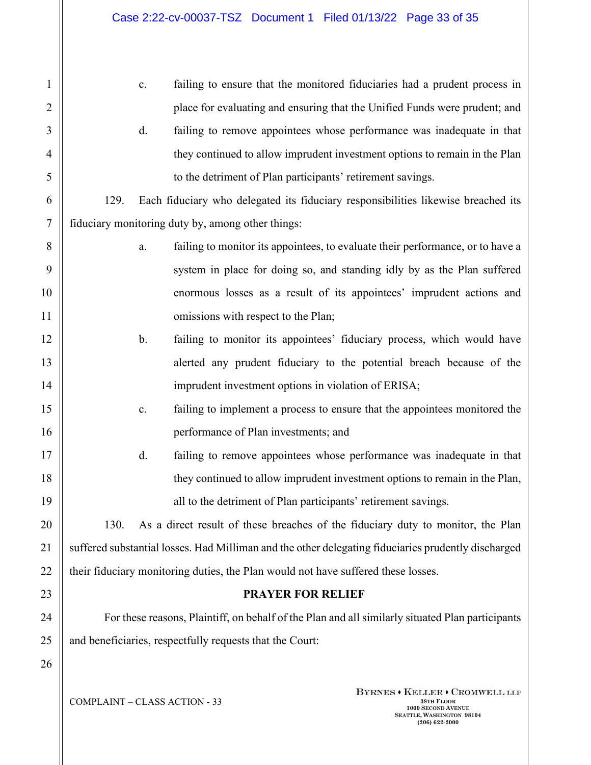c. failing to ensure that the monitored fiduciaries had a prudent process in place for evaluating and ensuring that the Unified Funds were prudent; and

d. failing to remove appointees whose performance was inadequate in that they continued to allow imprudent investment options to remain in the Plan to the detriment of Plan participants' retirement savings.

129. Each fiduciary who delegated its fiduciary responsibilities likewise breached its fiduciary monitoring duty by, among other things:

a. failing to monitor its appointees, to evaluate their performance, or to have a system in place for doing so, and standing idly by as the Plan suffered enormous losses as a result of its appointees' imprudent actions and omissions with respect to the Plan;

b. failing to monitor its appointees' fiduciary process, which would have alerted any prudent fiduciary to the potential breach because of the imprudent investment options in violation of ERISA;

c. failing to implement a process to ensure that the appointees monitored the performance of Plan investments; and

d. failing to remove appointees whose performance was inadequate in that they continued to allow imprudent investment options to remain in the Plan, all to the detriment of Plan participants' retirement savings.

130. As a direct result of these breaches of the fiduciary duty to monitor, the Plan suffered substantial losses. Had Milliman and the other delegating fiduciaries prudently discharged their fiduciary monitoring duties, the Plan would not have suffered these losses.

**PRAYER FOR RELIEF**

For these reasons, Plaintiff, on behalf of the Plan and all similarly situated Plan participants and beneficiaries, respectfully requests that the Court: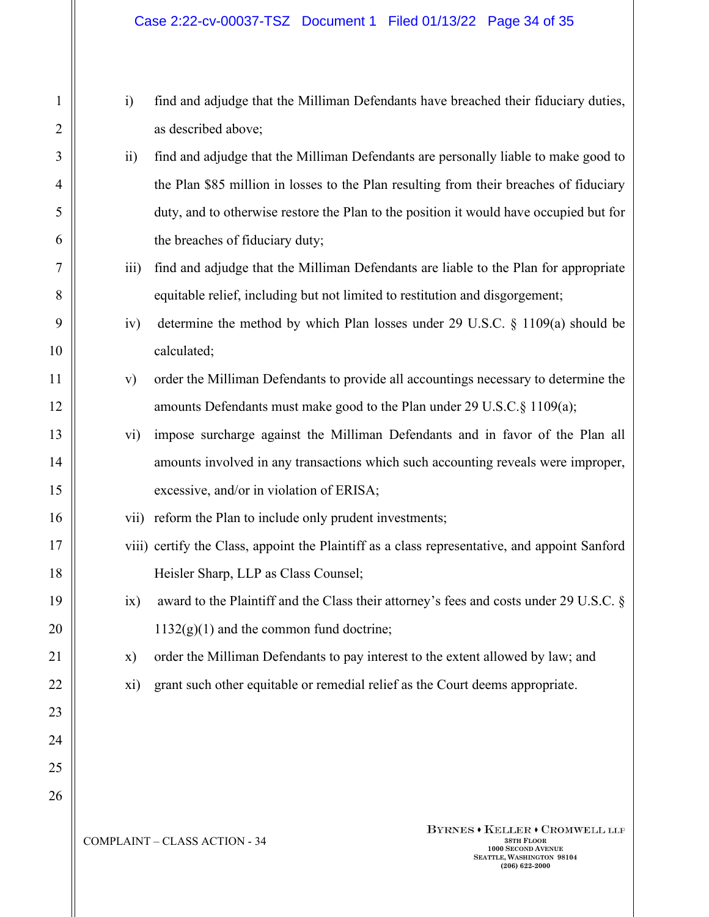i) find and adjudge that the Milliman Defendants have breached their fiduciary duties, as described above;

ii) find and adjudge that the Milliman Defendants are personally liable to make good to the Plan $85 million in losses to the Plan resulting from their breaches of fiduciary duty, and to otherwise restore the Plan to the position it would have occupied but for the breaches of fiduciary duty;

iii) find and adjudge that the Milliman Defendants are liable to the Plan for appropriate equitable relief, including but not limited to restitution and disgorgement;

iv) determine the method by which Plan losses under 29 U.S.C. § 1109(a) should be calculated;

v) order the Milliman Defendants to provide all accountings necessary to determine the amounts Defendants must make good to the Plan under 29 U.S.C.§ 1109(a);

vi) impose surcharge against the Milliman Defendants and in favor of the Plan all amounts involved in any transactions which such accounting reveals were improper, excessive, and/or in violation of ERISA;

vii) reform the Plan to include only prudent investments;

viii) certify the Class, appoint the Plaintiff as a class representative, and appoint Sanford Heisler Sharp, LLP as Class Counsel;

ix) award to the Plaintiff and the Class their attorney's fees and costs under 29 U.S.C. § 1132(g)(1) and the common fund doctrine;

x) order the Milliman Defendants to pay interest to the extent allowed by law; and

xi) grant such other equitable or remedial relief as the Court deems appropriate.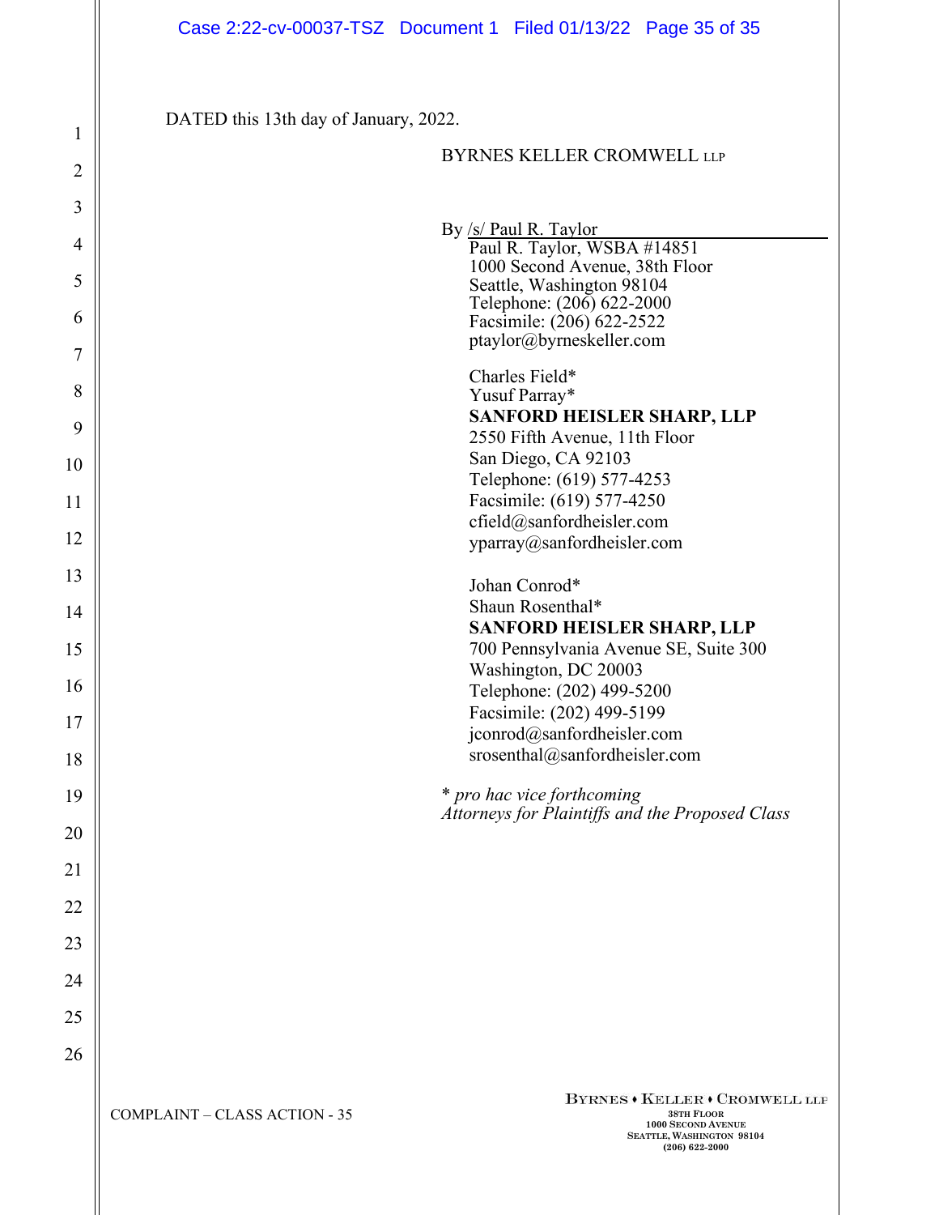DATED this 13th day of January, 2022.

BYRNES KELLER CROMWELL LLP

By /s/ Paul R. Taylor
Paul R. Taylor, WSBA #14851
1000 Second Avenue, 38th Floor
Seattle, Washington 98104
Telephone: (206) 622-2000
Facsimile: (206) 622-2522
ptaylor@byrneskeller.com

Charles Field*
Yusuf Parray*
**SANFORD HEISLER SHARP, LLP**
2550 Fifth Avenue, 11th Floor
San Diego, CA 92103
Telephone: (619) 577-4253
Facsimile: (619) 577-4250
cfield@sanfordheisler.com
yparray@sanfordheisler.com

Johan Conrod*
Shaun Rosenthal*
**SANFORD HEISLER SHARP, LLP**
700 Pennsylvania Avenue SE, Suite 300
Washington, DC 20003
Telephone: (202) 499-5200
Facsimile: (202) 499-5199
jconrod@sanfordheisler.com
srosenthal@sanfordheisler.com

*\* pro hac vice forthcoming*
*Attorneys for Plaintiffs and the Proposed Class*